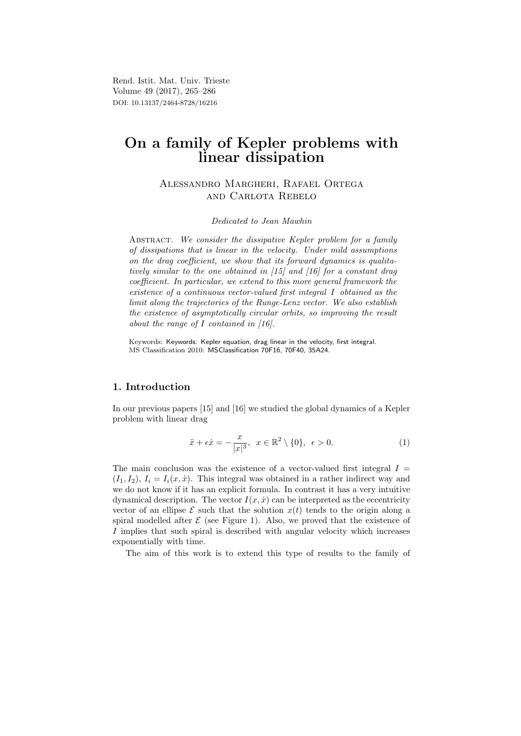# On a family of Kepler problems with linear dissipation

Alessandro Margheri, Rafael Ortega and Carlota Rebelo

*Dedicated to Jean Mawhin*

Abstract. *We consider the dissipative Kepler problem for a family of dissipations that is linear in the velocity. Under mild assumptions on the drag coefficient, we show that its forward dynamics is qualitatively similar to the one obtained in [15] and [16] for a constant drag coefficient. In particular, we extend to this more general framework the existence of a continuous vector-valued first integral $I$ obtained as the limit along the trajectories of the Runge-Lenz vector. We also establish the existence of asymptotically circular orbits, so improving the result about the range of $I$ contained in [16].*

Keywords: Keywords: Kepler equation, drag linear in the velocity, first integral.
MS Classification 2010: MSClassification 70F16, 70F40, 35A24.

## 1. Introduction

In our previous papers [15] and [16] we studied the global dynamics of a Kepler problem with linear drag

$$\ddot{x} + \epsilon \dot{x} = -\frac{x}{|x|^3}, \quad x \in \mathbb{R}^2 \setminus \{0\}, \quad \epsilon > 0. \tag{1}$$

The main conclusion was the existence of a vector-valued first integral $I = (I_1, I_2)$, $I_i = I_i(x, \dot{x})$. This integral was obtained in a rather indirect way and we do not know if it has an explicit formula. In contrast it has a very intuitive dynamical description. The vector $I(x, \dot{x})$ can be interpreted as the eccentricity vector of an ellipse $\mathcal{E}$ such that the solution $x(t)$ tends to the origin along a spiral modelled after $\mathcal{E}$ (see Figure 1). Also, we proved that the existence of $I$ implies that such spiral is described with angular velocity which increases exponentially with time.

The aim of this work is to extend this type of results to the family of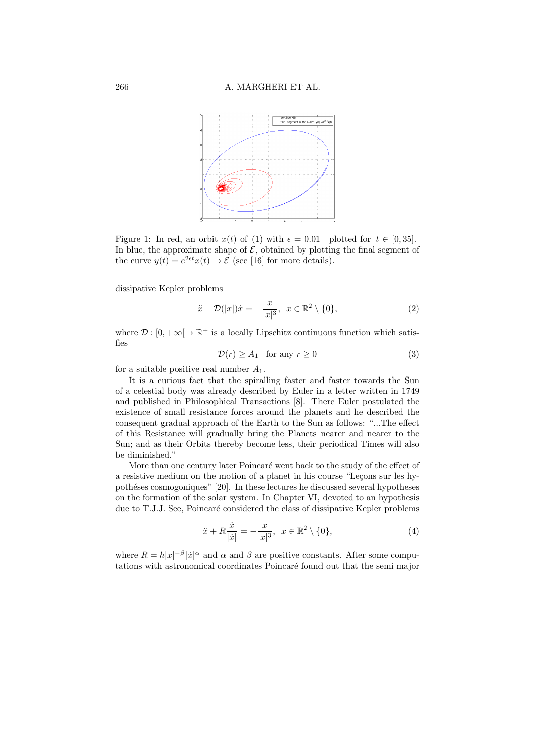Figure 1: In red, an orbit $x(t)$ of (1) with $\epsilon = 0.01$ plotted for $t \in [0, 35]$. In blue, the approximate shape of $\mathcal{E}$, obtained by plotting the final segment of the curve $y(t) = e^{2\epsilon t}x(t) \to \mathcal{E}$ (see [16] for more details).

dissipative Kepler problems

$$\ddot{x} + \mathcal{D}(|x|)\dot{x} = -\frac{x}{|x|^3}, \quad x \in \mathbb{R}^2 \setminus \{0\}, \tag{2}$$

where $\mathcal{D} : [0, +\infty[ \to \mathbb{R}^+$ is a locally Lipschitz continuous function which satisfies

$$\mathcal{D}(r) \geq A_1 \quad \text{for any } r \geq 0 \tag{3}$$

for a suitable positive real number $A_1$.

It is a curious fact that the spiralling faster and faster towards the Sun of a celestial body was already described by Euler in a letter written in 1749 and published in Philosophical Transactions [8]. There Euler postulated the existence of small resistance forces around the planets and he described the consequent gradual approach of the Earth to the Sun as follows: "...The effect of this Resistance will gradually bring the Planets nearer and nearer to the Sun; and as their Orbits thereby become less, their periodical Times will also be diminished."

More than one century later Poincaré went back to the study of the effect of a resistive medium on the motion of a planet in his course "Leçons sur les hypothéses cosmogoniques" [20]. In these lectures he discussed several hypotheses on the formation of the solar system. In Chapter VI, devoted to an hypothesis due to T.J.J. See, Poincaré considered the class of dissipative Kepler problems

$$\ddot{x} + R\frac{\dot{x}}{|\dot{x}|} = -\frac{x}{|x|^3}, \quad x \in \mathbb{R}^2 \setminus \{0\}, \tag{4}$$

where $R = h|x|^{-\beta}|\dot{x}|^{\alpha}$ and $\alpha$ and $\beta$ are positive constants. After some computations with astronomical coordinates Poincaré found out that the semi major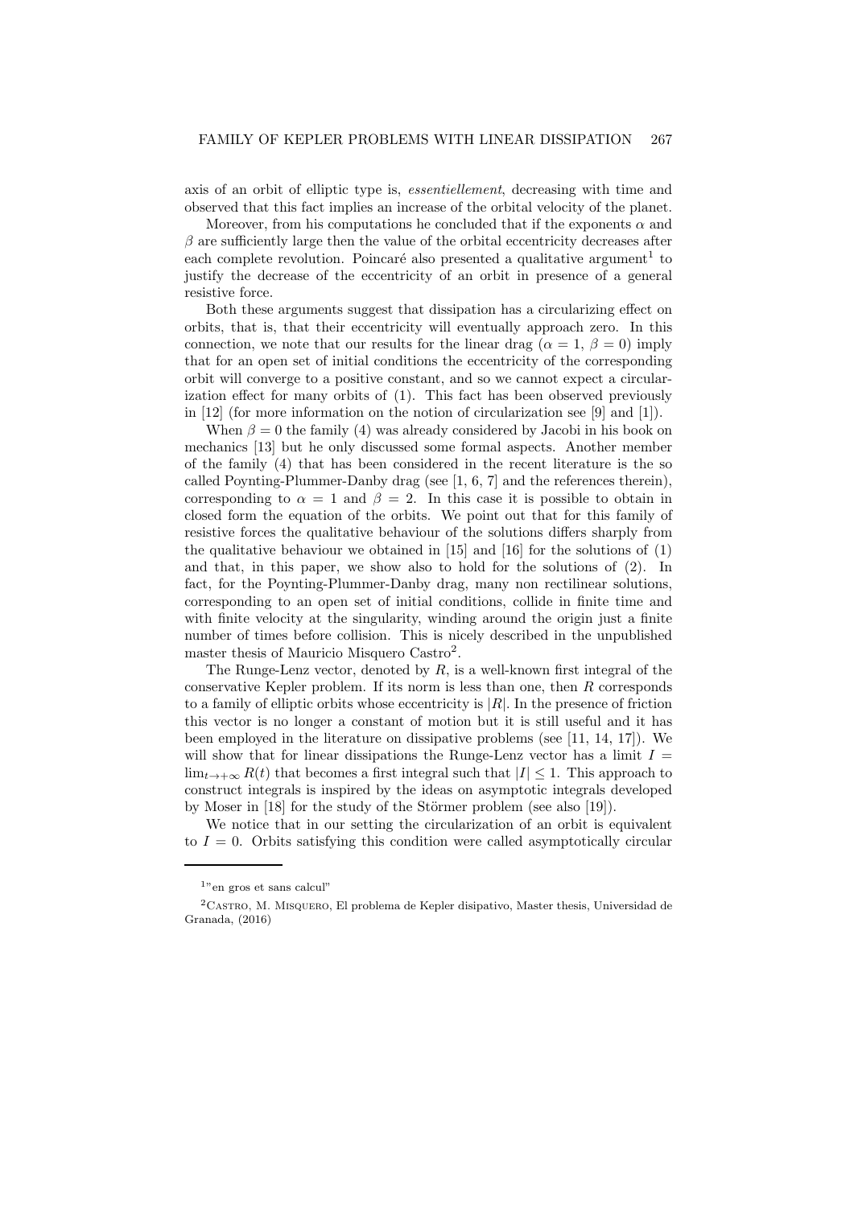axis of an orbit of elliptic type is, *essentiellement*, decreasing with time and observed that this fact implies an increase of the orbital velocity of the planet.

Moreover, from his computations he concluded that if the exponents $\alpha$ and $\beta$ are sufficiently large then the value of the orbital eccentricity decreases after each complete revolution. Poincaré also presented a qualitative argument[1] to justify the decrease of the eccentricity of an orbit in presence of a general resistive force.

Both these arguments suggest that dissipation has a circularizing effect on orbits, that is, that their eccentricity will eventually approach zero. In this connection, we note that our results for the linear drag ($\alpha = 1$, $\beta = 0$) imply that for an open set of initial conditions the eccentricity of the corresponding orbit will converge to a positive constant, and so we cannot expect a circularization effect for many orbits of (1). This fact has been observed previously in [12] (for more information on the notion of circularization see [9] and [1]).

When $\beta = 0$ the family (4) was already considered by Jacobi in his book on mechanics [13] but he only discussed some formal aspects. Another member of the family (4) that has been considered in the recent literature is the so called Poynting-Plummer-Danby drag (see [1, 6, 7] and the references therein), corresponding to $\alpha = 1$ and $\beta = 2$. In this case it is possible to obtain in closed form the equation of the orbits. We point out that for this family of resistive forces the qualitative behaviour of the solutions differs sharply from the qualitative behaviour we obtained in [15] and [16] for the solutions of (1) and that, in this paper, we show also to hold for the solutions of (2). In fact, for the Poynting-Plummer-Danby drag, many non rectilinear solutions, corresponding to an open set of initial conditions, collide in finite time and with finite velocity at the singularity, winding around the origin just a finite number of times before collision. This is nicely described in the unpublished master thesis of Mauricio Misquero Castro[2].

The Runge-Lenz vector, denoted by $R$, is a well-known first integral of the conservative Kepler problem. If its norm is less than one, then $R$ corresponds to a family of elliptic orbits whose eccentricity is $|R|$. In the presence of friction this vector is no longer a constant of motion but it is still useful and it has been employed in the literature on dissipative problems (see [11, 14, 17]). We will show that for linear dissipations the Runge-Lenz vector has a limit $I = \lim_{t\to+\infty} R(t)$ that becomes a first integral such that $|I| \leq 1$. This approach to construct integrals is inspired by the ideas on asymptotic integrals developed by Moser in [18] for the study of the Störmer problem (see also [19]).

We notice that in our setting the circularization of an orbit is equivalent to $I = 0$. Orbits satisfying this condition were called asymptotically circular

---

[1] "en gros et sans calcul"

[2] Castro, M. Misquero, El problema de Kepler disipativo, Master thesis, Universidad de Granada, (2016)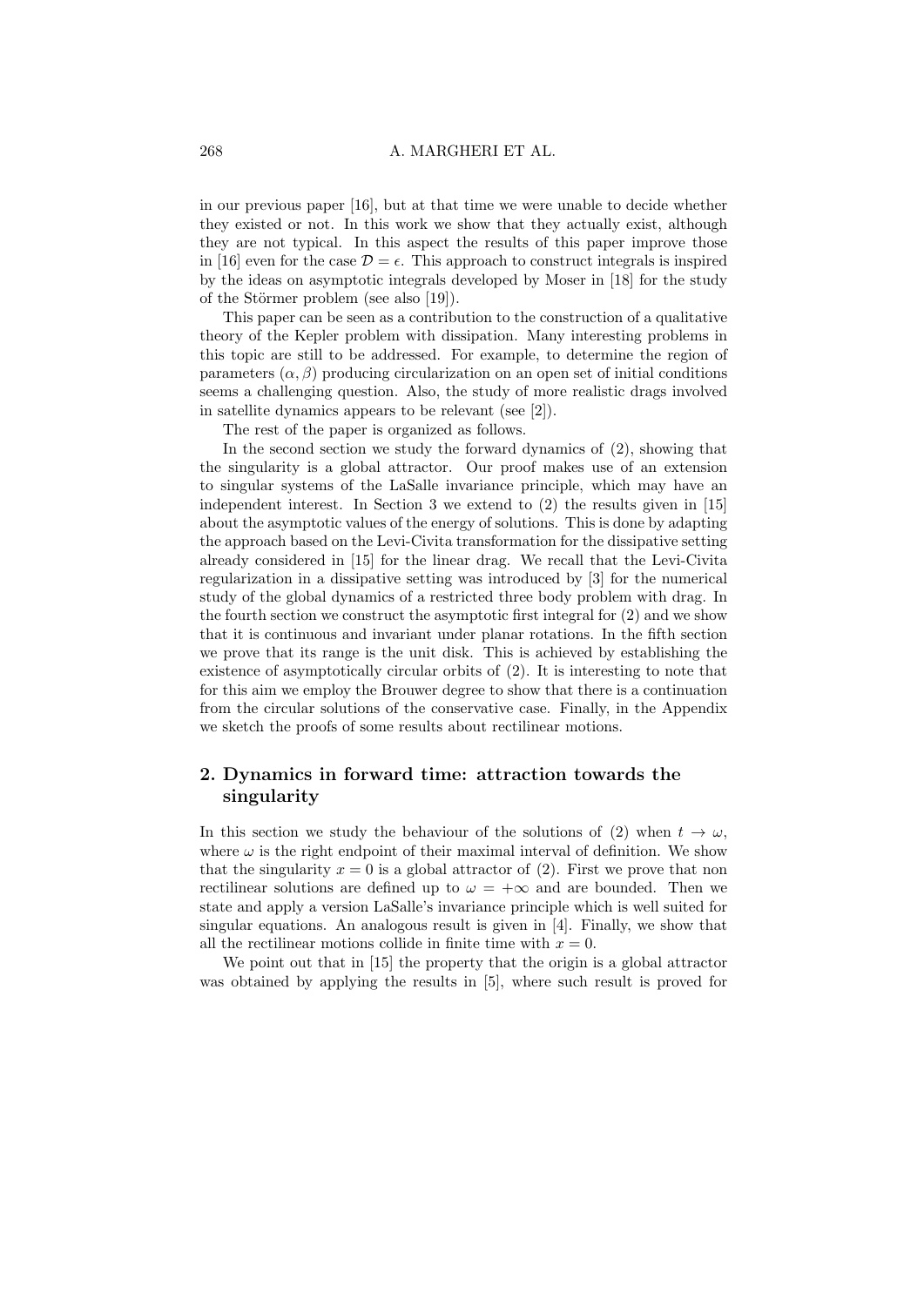in our previous paper [16], but at that time we were unable to decide whether they existed or not. In this work we show that they actually exist, although they are not typical. In this aspect the results of this paper improve those in [16] even for the case $\mathcal{D} = \epsilon$. This approach to construct integrals is inspired by the ideas on asymptotic integrals developed by Moser in [18] for the study of the Störmer problem (see also [19]).

This paper can be seen as a contribution to the construction of a qualitative theory of the Kepler problem with dissipation. Many interesting problems in this topic are still to be addressed. For example, to determine the region of parameters $(\alpha, \beta)$ producing circularization on an open set of initial conditions seems a challenging question. Also, the study of more realistic drags involved in satellite dynamics appears to be relevant (see [2]).

The rest of the paper is organized as follows.

In the second section we study the forward dynamics of (2), showing that the singularity is a global attractor. Our proof makes use of an extension to singular systems of the LaSalle invariance principle, which may have an independent interest. In Section 3 we extend to (2) the results given in [15] about the asymptotic values of the energy of solutions. This is done by adapting the approach based on the Levi-Civita transformation for the dissipative setting already considered in [15] for the linear drag. We recall that the Levi-Civita regularization in a dissipative setting was introduced by [3] for the numerical study of the global dynamics of a restricted three body problem with drag. In the fourth section we construct the asymptotic first integral for (2) and we show that it is continuous and invariant under planar rotations. In the fifth section we prove that its range is the unit disk. This is achieved by establishing the existence of asymptotically circular orbits of (2). It is interesting to note that for this aim we employ the Brouwer degree to show that there is a continuation from the circular solutions of the conservative case. Finally, in the Appendix we sketch the proofs of some results about rectilinear motions.

## 2. Dynamics in forward time: attraction towards the singularity

In this section we study the behaviour of the solutions of (2) when $t \to \omega$, where $\omega$ is the right endpoint of their maximal interval of definition. We show that the singularity $x = 0$ is a global attractor of (2). First we prove that non rectilinear solutions are defined up to $\omega = +\infty$ and are bounded. Then we state and apply a version LaSalle's invariance principle which is well suited for singular equations. An analogous result is given in [4]. Finally, we show that all the rectilinear motions collide in finite time with $x = 0$.

We point out that in [15] the property that the origin is a global attractor was obtained by applying the results in [5], where such result is proved for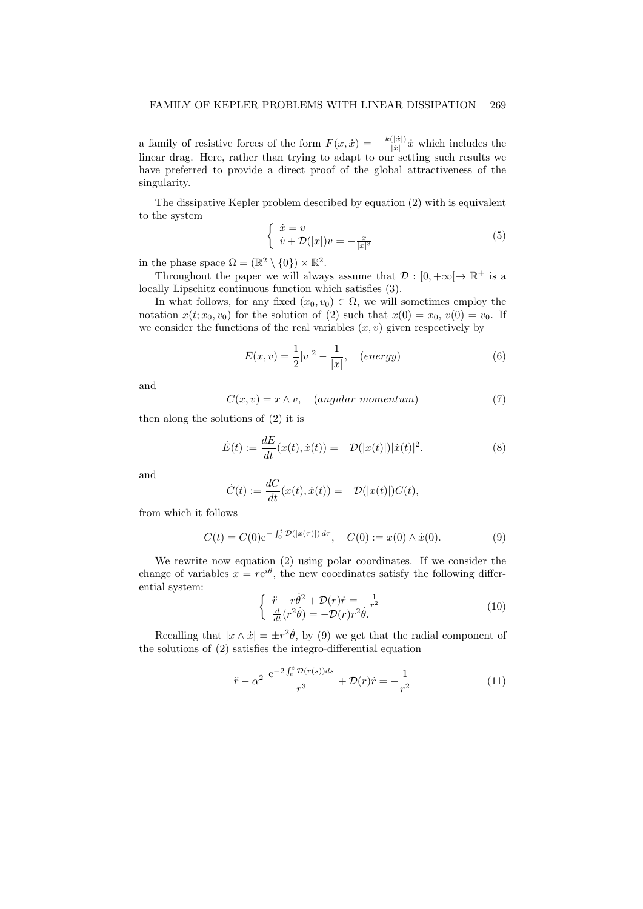a family of resistive forces of the form $F(x,\dot{x}) = -\frac{k(|\dot{x}|)}{|\dot{x}|}\dot{x}$ which includes the linear drag. Here, rather than trying to adapt to our setting such results we have preferred to provide a direct proof of the global attractiveness of the singularity.

The dissipative Kepler problem described by equation (2) with is equivalent to the system

$$
\begin{cases} \dot{x} = v \\ \dot{v} + \mathcal{D}(|x|)v = -\frac{x}{|x|^3} \end{cases} \tag{5}
$$

in the phase space $\Omega = (\mathbb{R}^2 \setminus \{0\}) \times \mathbb{R}^2$.

Throughout the paper we will always assume that $\mathcal{D} : [0, +\infty[ \to \mathbb{R}^+$ is a locally Lipschitz continuous function which satisfies (3).

In what follows, for any fixed $(x_0, v_0) \in \Omega$, we will sometimes employ the notation $x(t; x_0, v_0)$ for the solution of (2) such that $x(0) = x_0$, $v(0) = v_0$. If we consider the functions of the real variables $(x, v)$ given respectively by

$$
E(x, v) = \frac{1}{2}|v|^2 - \frac{1}{|x|}, \quad (energy) \tag{6}
$$

and

$$
C(x, v) = x \wedge v, \quad (angular\ momentum) \tag{7}
$$

then along the solutions of (2) it is

$$
\dot{E}(t) := \frac{dE}{dt}(x(t), \dot{x}(t)) = -\mathcal{D}(|x(t)|)|\dot{x}(t)|^2. \tag{8}
$$

and

$$
\dot{C}(t) := \frac{dC}{dt}(x(t), \dot{x}(t)) = -\mathcal{D}(|x(t)|)C(t),
$$

from which it follows

$$
C(t) = C(0)\mathrm{e}^{-\int_0^t \mathcal{D}(|x(\tau)|)\,d\tau}, \quad C(0) := x(0) \wedge \dot{x}(0). \tag{9}
$$

We rewrite now equation (2) using polar coordinates. If we consider the change of variables $x = re^{i\theta}$, the new coordinates satisfy the following differential system:

$$
\begin{cases} \ddot{r} - r\dot{\theta}^2 + \mathcal{D}(r)\dot{r} = -\frac{1}{r^2} \\ \frac{d}{dt}(r^2\dot{\theta}) = -\mathcal{D}(r)r^2\dot{\theta}. \end{cases} \tag{10}
$$

Recalling that $|x \wedge \dot{x}| = \pm r^2\dot{\theta}$, by (9) we get that the radial component of the solutions of (2) satisfies the integro-differential equation

$$
\ddot{r} - \alpha^2\, \frac{\mathrm{e}^{-2\int_0^t \mathcal{D}(r(s))ds}}{r^3} + \mathcal{D}(r)\dot{r} = -\frac{1}{r^2} \tag{11}
$$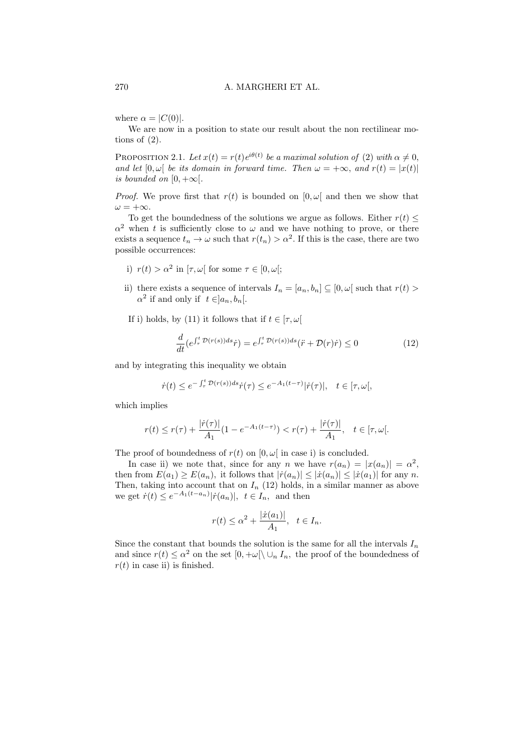where $\alpha = |C(0)|$.

We are now in a position to state our result about the non rectilinear motions of (2).

PROPOSITION 2.1. *Let $x(t) = r(t)e^{i\theta(t)}$ be a maximal solution of* (2) *with $\alpha \neq 0$, and let $[0, \omega[$ be its domain in forward time. Then $\omega = +\infty$, and $r(t) = |x(t)|$ is bounded on $[0, +\infty[$.*

*Proof.* We prove first that $r(t)$ is bounded on $[0, \omega[$ and then we show that $\omega = +\infty$.

To get the boundedness of the solutions we argue as follows. Either $r(t) \leq \alpha^2$ when $t$ is sufficiently close to $\omega$ and we have nothing to prove, or there exists a sequence $t_n \to \omega$ such that $r(t_n) > \alpha^2$. If this is the case, there are two possible occurrences:

i) $r(t) > \alpha^2$ in $[\tau, \omega[$ for some $\tau \in [0, \omega[$;

ii) there exists a sequence of intervals $I_n = [a_n, b_n] \subseteq [0, \omega[$ such that $r(t) > \alpha^2$ if and only if $t \in ]a_n, b_n[$.

If i) holds, by (11) it follows that if $t \in [\tau, \omega[$

$$\frac{d}{dt}(e^{\int_\tau^t \mathcal{D}(r(s))ds}\dot{r}) = e^{\int_\tau^t \mathcal{D}(r(s))ds}(\ddot{r} + \mathcal{D}(r)\dot{r}) \leq 0 \tag{12}$$

and by integrating this inequality we obtain

$$\dot{r}(t) \leq e^{-\int_\tau^t \mathcal{D}(r(s))ds}\dot{r}(\tau) \leq e^{-A_1(t-\tau)}|\dot{r}(\tau)|, \quad t \in [\tau, \omega[,$$

which implies

$$r(t) \leq r(\tau) + \frac{|\dot{r}(\tau)|}{A_1}(1 - e^{-A_1(t-\tau)}) < r(\tau) + \frac{|\dot{r}(\tau)|}{A_1}, \quad t \in [\tau, \omega[.$$

The proof of boundedness of $r(t)$ on $[0, \omega[$ in case i) is concluded.

In case ii) we note that, since for any $n$ we have $r(a_n) = |x(a_n)| = \alpha^2$, then from $E(a_1) \geq E(a_n)$, it follows that $|\dot{r}(a_n)| \leq |\dot{x}(a_n)| \leq |\dot{x}(a_1)|$ for any $n$. Then, taking into account that on $I_n$ (12) holds, in a similar manner as above we get $\dot{r}(t) \leq e^{-A_1(t-a_n)}|\dot{r}(a_n)|, \ \ t \in I_n$, and then

$$r(t) \leq \alpha^2 + \frac{|\dot{x}(a_1)|}{A_1}, \quad t \in I_n.$$

Since the constant that bounds the solution is the same for all the intervals $I_n$ and since $r(t) \leq \alpha^2$ on the set $[0, +\omega[ \setminus \cup_n I_n$, the proof of the boundedness of $r(t)$ in case ii) is finished.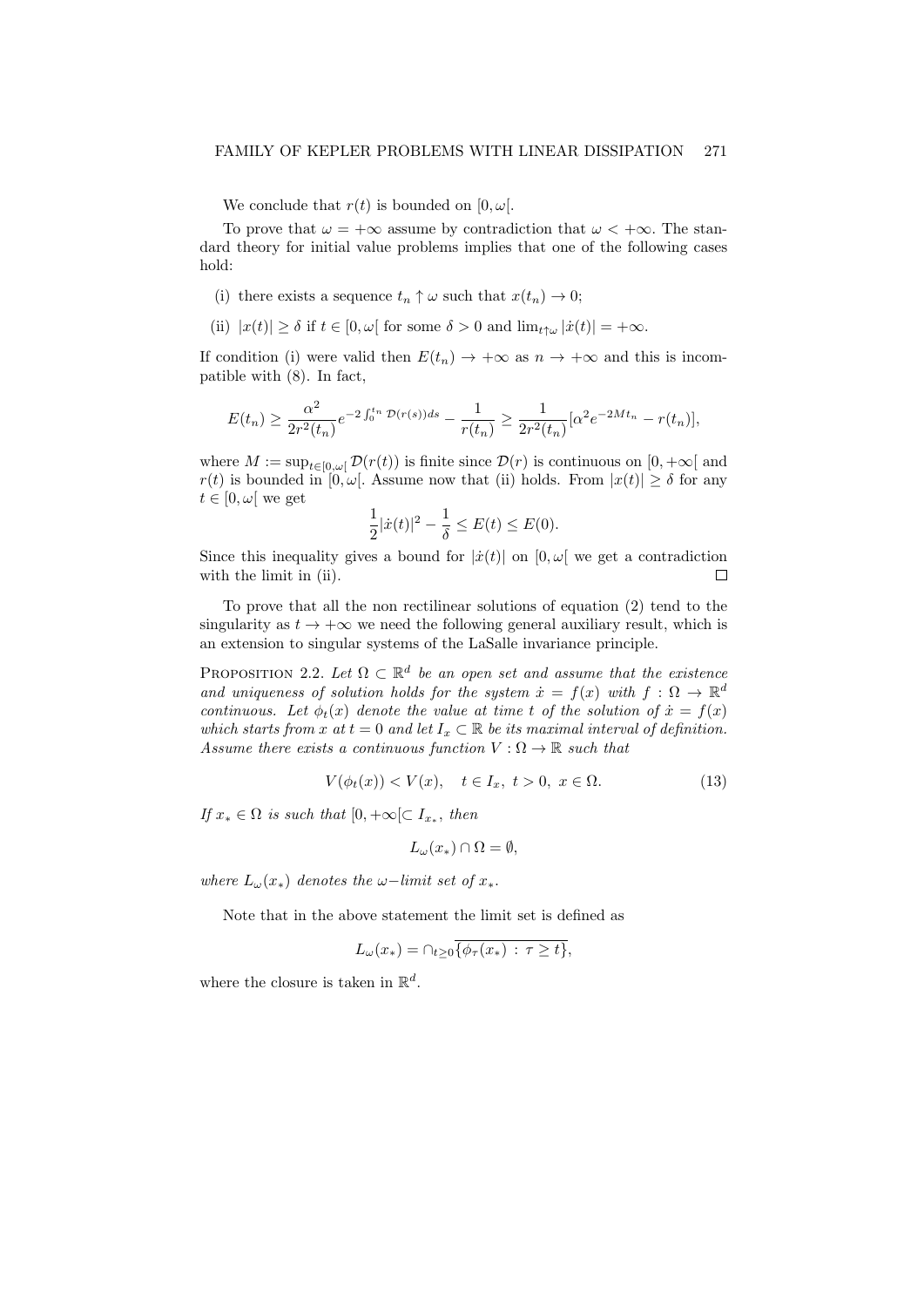We conclude that $r(t)$ is bounded on $[0, \omega[$.

To prove that $\omega = +\infty$ assume by contradiction that $\omega < +\infty$. The standard theory for initial value problems implies that one of the following cases hold:

(i) there exists a sequence $t_n \uparrow \omega$ such that $x(t_n) \to 0$;

(ii) $|x(t)| \geq \delta$ if $t \in [0, \omega[$ for some $\delta > 0$ and $\lim_{t \uparrow \omega} |\dot{x}(t)| = +\infty$.

If condition (i) were valid then $E(t_n) \to +\infty$ as $n \to +\infty$ and this is incompatible with (8). In fact,

$$E(t_n) \geq \frac{\alpha^2}{2r^2(t_n)} e^{-2\int_0^{t_n} \mathcal{D}(r(s))ds} - \frac{1}{r(t_n)} \geq \frac{1}{2r^2(t_n)}[\alpha^2 e^{-2Mt_n} - r(t_n)],$$

where $M := \sup_{t \in [0,\omega[} \mathcal{D}(r(t))$ is finite since $\mathcal{D}(r)$ is continuous on $[0, +\infty[$ and $r(t)$ is bounded in $[0, \omega[$. Assume now that (ii) holds. From $|x(t)| \geq \delta$ for any $t \in [0, \omega[$ we get

$$\frac{1}{2}|\dot{x}(t)|^2 - \frac{1}{\delta} \leq E(t) \leq E(0).$$

Since this inequality gives a bound for $|\dot{x}(t)|$ on $[0, \omega[$ we get a contradiction with the limit in (ii). □

To prove that all the non rectilinear solutions of equation (2) tend to the singularity as $t \to +\infty$ we need the following general auxiliary result, which is an extension to singular systems of the LaSalle invariance principle.

Proposition 2.2. *Let $\Omega \subset \mathbb{R}^d$ be an open set and assume that the existence and uniqueness of solution holds for the system $\dot{x} = f(x)$ with $f : \Omega \to \mathbb{R}^d$ continuous. Let $\phi_t(x)$ denote the value at time $t$ of the solution of $\dot{x} = f(x)$ which starts from $x$ at $t = 0$ and let $I_x \subset \mathbb{R}$ be its maximal interval of definition. Assume there exists a continuous function $V : \Omega \to \mathbb{R}$ such that*

$$V(\phi_t(x)) < V(x), \quad t \in I_x,\ t > 0,\ x \in \Omega. \tag{13}$$

*If $x_* \in \Omega$ is such that $[0, +\infty[ \subset I_{x_*}$, then*

$$L_\omega(x_*) \cap \Omega = \emptyset,$$

*where $L_\omega(x_*)$ denotes the $\omega$−limit set of $x_*$.*

Note that in the above statement the limit set is defined as

$$L_\omega(x_*) = \cap_{t \geq 0} \overline{\{\phi_\tau(x_*) \,:\, \tau \geq t\}},$$

where the closure is taken in $\mathbb{R}^d$.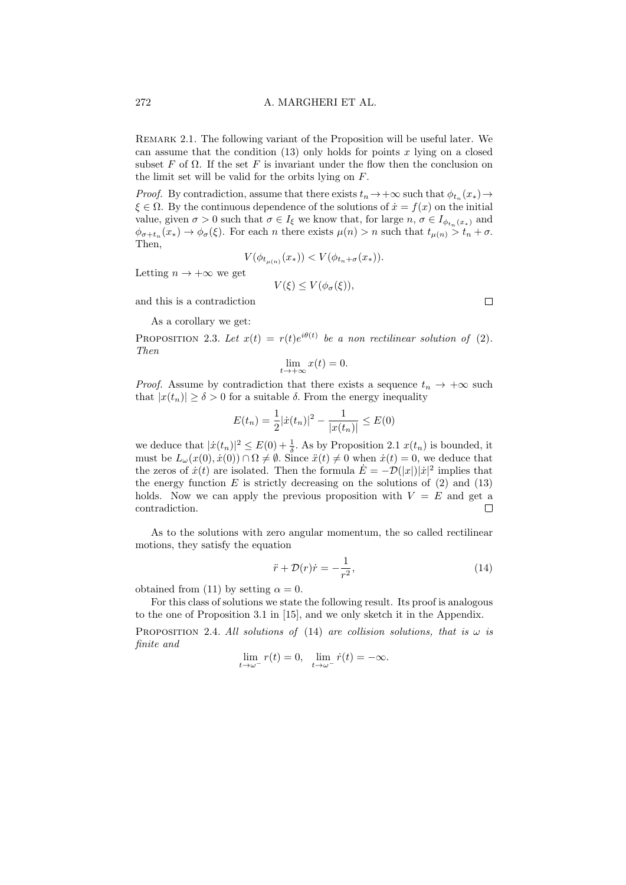Remark 2.1. The following variant of the Proposition will be useful later. We can assume that the condition (13) only holds for points $x$ lying on a closed subset $F$ of $\Omega$. If the set $F$ is invariant under the flow then the conclusion on the limit set will be valid for the orbits lying on $F$.

*Proof.* By contradiction, assume that there exists $t_n \to +\infty$ such that $\phi_{t_n}(x_*) \to \xi \in \Omega$. By the continuous dependence of the solutions of $\dot{x} = f(x)$ on the initial value, given $\sigma > 0$ such that $\sigma \in I_\xi$ we know that, for large $n$, $\sigma \in I_{\phi_{t_n}(x_*)}$ and $\phi_{\sigma + t_n}(x_*) \to \phi_\sigma(\xi)$. For each $n$ there exists $\mu(n) > n$ such that $t_{\mu(n)} > t_n + \sigma$. Then,

$$V(\phi_{t_{\mu(n)}}(x_*)) < V(\phi_{t_n + \sigma}(x_*)).$$

Letting $n \to +\infty$ we get

$$V(\xi) \leq V(\phi_\sigma(\xi)),$$

and this is a contradiction □

As a corollary we get:

Proposition 2.3. *Let $x(t) = r(t)e^{i\theta(t)}$ be a non rectilinear solution of* (2). *Then*

$$\lim_{t \to +\infty} x(t) = 0.$$

*Proof.* Assume by contradiction that there exists a sequence $t_n \to +\infty$ such that $|x(t_n)| \geq \delta > 0$ for a suitable $\delta$. From the energy inequality

$$E(t_n) = \frac{1}{2}|\dot{x}(t_n)|^2 - \frac{1}{|x(t_n)|} \leq E(0)$$

we deduce that $|\dot{x}(t_n)|^2 \leq E(0) + \frac{1}{\delta}$. As by Proposition 2.1 $x(t_n)$ is bounded, it must be $L_\omega(x(0), \dot{x}(0)) \cap \Omega \neq \emptyset$. Since $\ddot{x}(t) \neq 0$ when $\dot{x}(t) = 0$, we deduce that the zeros of $\dot{x}(t)$ are isolated. Then the formula $\dot{E} = -\mathcal{D}(|x|)|\dot{x}|^2$ implies that the energy function $E$ is strictly decreasing on the solutions of (2) and (13) holds. Now we can apply the previous proposition with $V = E$ and get a contradiction. □

As to the solutions with zero angular momentum, the so called rectilinear motions, they satisfy the equation

$$\ddot{r} + \mathcal{D}(r)\dot{r} = -\frac{1}{r^2}, \tag{14}$$

obtained from (11) by setting $\alpha = 0$.

For this class of solutions we state the following result. Its proof is analogous to the one of Proposition 3.1 in [15], and we only sketch it in the Appendix.

Proposition 2.4. *All solutions of* (14) *are collision solutions, that is $\omega$ is finite and*

$$\lim_{t \to \omega^-} r(t) = 0, \quad \lim_{t \to \omega^-} \dot{r}(t) = -\infty.$$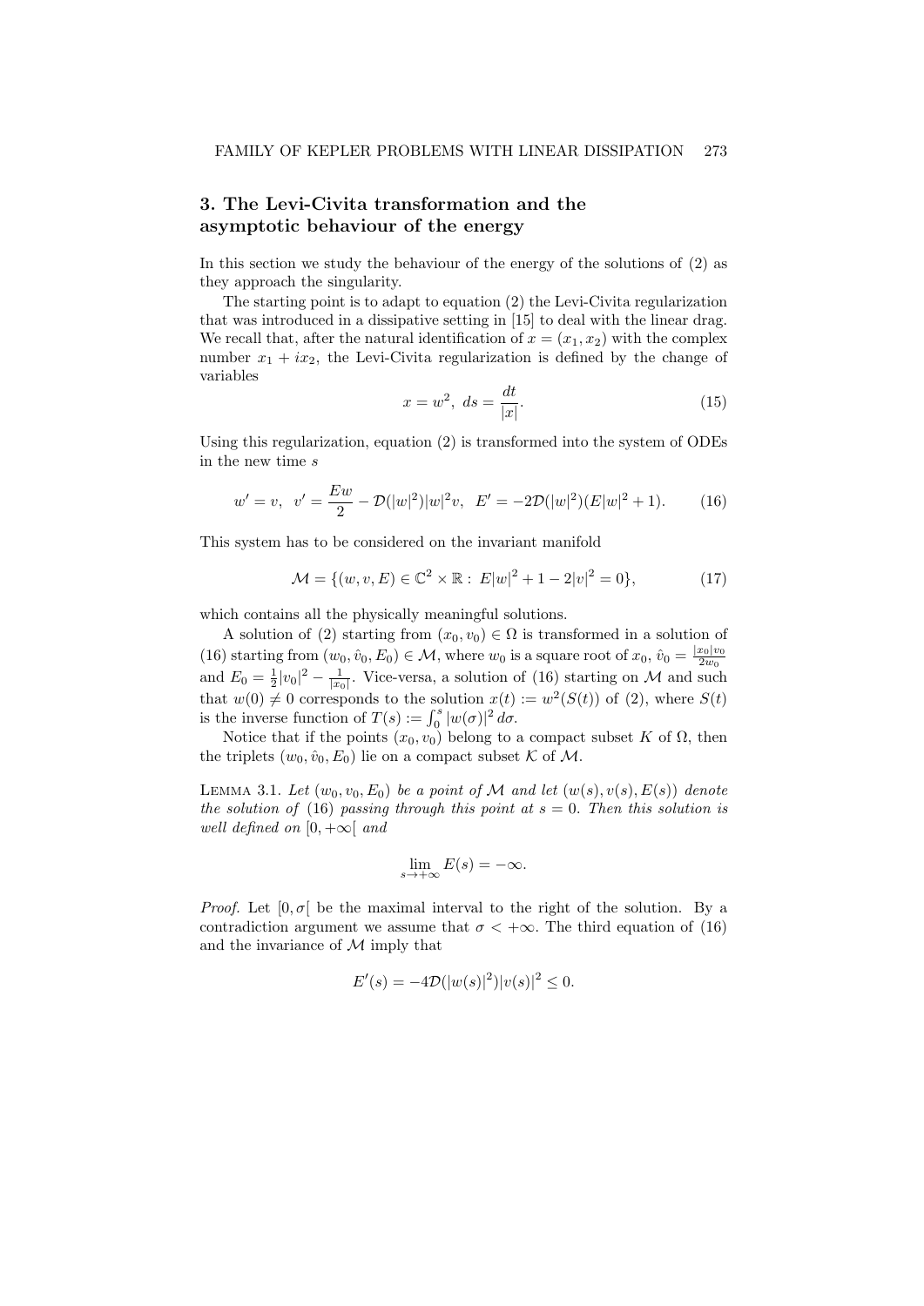## 3. The Levi-Civita transformation and the asymptotic behaviour of the energy

In this section we study the behaviour of the energy of the solutions of (2) as they approach the singularity.

The starting point is to adapt to equation (2) the Levi-Civita regularization that was introduced in a dissipative setting in [15] to deal with the linear drag. We recall that, after the natural identification of $x = (x_1, x_2)$ with the complex number $x_1 + ix_2$, the Levi-Civita regularization is defined by the change of variables

$$x = w^2, \ ds = \frac{dt}{|x|}. \tag{15}$$

Using this regularization, equation (2) is transformed into the system of ODEs in the new time $s$

$$w' = v, \ \ v' = \frac{Ew}{2} - \mathcal{D}(|w|^2)|w|^2 v, \ \ E' = -2\mathcal{D}(|w|^2)(E|w|^2 + 1). \tag{16}$$

This system has to be considered on the invariant manifold

$$\mathcal{M} = \{(w, v, E) \in \mathbb{C}^2 \times \mathbb{R} : \ E|w|^2 + 1 - 2|v|^2 = 0\}, \tag{17}$$

which contains all the physically meaningful solutions.

A solution of (2) starting from $(x_0, v_0) \in \Omega$ is transformed in a solution of (16) starting from $(w_0, \hat{v}_0, E_0) \in \mathcal{M}$, where $w_0$ is a square root of $x_0$, $\hat{v}_0 = \frac{|x_0|v_0}{2w_0}$ and $E_0 = \frac{1}{2}|v_0|^2 - \frac{1}{|x_0|}$. Vice-versa, a solution of (16) starting on $\mathcal{M}$ and such that $w(0) \neq 0$ corresponds to the solution $x(t) := w^2(S(t))$ of (2), where $S(t)$ is the inverse function of $T(s) := \int_0^s |w(\sigma)|^2 \, d\sigma$.

Notice that if the points $(x_0, v_0)$ belong to a compact subset $K$ of $\Omega$, then the triplets $(w_0, \hat{v}_0, E_0)$ lie on a compact subset $\mathcal{K}$ of $\mathcal{M}$.

Lemma 3.1. *Let $(w_0, v_0, E_0)$ be a point of $\mathcal{M}$ and let $(w(s), v(s), E(s))$ denote the solution of* (16) *passing through this point at $s = 0$. Then this solution is well defined on $[0, +\infty[$ and*

$$\lim_{s \to +\infty} E(s) = -\infty.$$

*Proof.* Let $[0, \sigma[$ be the maximal interval to the right of the solution. By a contradiction argument we assume that $\sigma < +\infty$. The third equation of (16) and the invariance of $\mathcal{M}$ imply that

$$E'(s) = -4\mathcal{D}(|w(s)|^2)|v(s)|^2 \leq 0.$$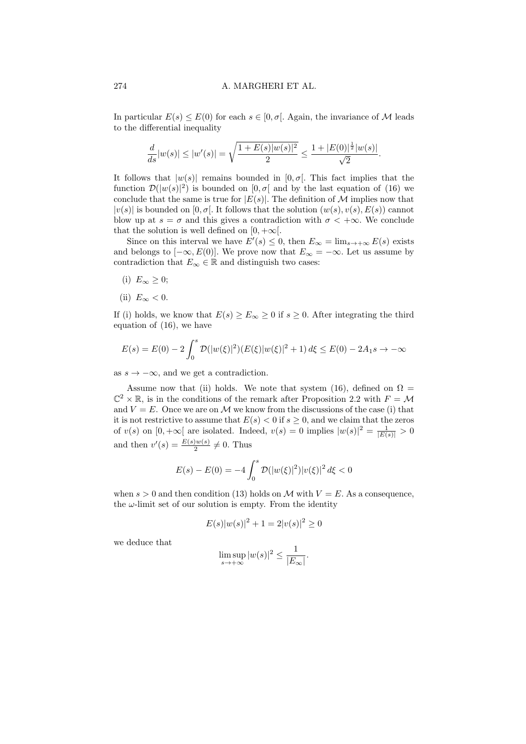In particular $E(s) \leq E(0)$ for each $s \in [0, \sigma[$. Again, the invariance of $\mathcal{M}$ leads to the differential inequality

$$\frac{d}{ds}|w(s)| \leq |w'(s)| = \sqrt{\frac{1 + E(s)|w(s)|^2}{2}} \leq \frac{1 + |E(0)|^{\frac{1}{2}}|w(s)|}{\sqrt{2}}.$$

It follows that $|w(s)|$ remains bounded in $[0, \sigma[$. This fact implies that the function $\mathcal{D}(|w(s)|^2)$ is bounded on $[0, \sigma[$ and by the last equation of (16) we conclude that the same is true for $|E(s)|$. The definition of $\mathcal{M}$ implies now that $|v(s)|$ is bounded on $[0, \sigma[$. It follows that the solution $(w(s), v(s), E(s))$ cannot blow up at $s = \sigma$ and this gives a contradiction with $\sigma < +\infty$. We conclude that the solution is well defined on $[0, +\infty[$.

Since on this interval we have $E'(s) \leq 0$, then $E_\infty = \lim_{s \to +\infty} E(s)$ exists and belongs to $[-\infty, E(0)]$. We prove now that $E_\infty = -\infty$. Let us assume by contradiction that $E_\infty \in \mathbb{R}$ and distinguish two cases:

(i) $E_\infty \geq 0$;

(ii) $E_\infty < 0$.

If (i) holds, we know that $E(s) \geq E_\infty \geq 0$ if $s \geq 0$. After integrating the third equation of (16), we have

$$E(s) = E(0) - 2\int_0^s \mathcal{D}(|w(\xi)|^2)(E(\xi)|w(\xi)|^2 + 1)\, d\xi \leq E(0) - 2A_1 s \to -\infty$$

as $s \to -\infty$, and we get a contradiction.

Assume now that (ii) holds. We note that system (16), defined on $\Omega = \mathbb{C}^2 \times \mathbb{R}$, is in the conditions of the remark after Proposition 2.2 with $F = \mathcal{M}$ and $V = E$. Once we are on $\mathcal{M}$ we know from the discussions of the case (i) that it is not restrictive to assume that $E(s) < 0$ if $s \geq 0$, and we claim that the zeros of $v(s)$ on $[0, +\infty[$ are isolated. Indeed, $v(s) = 0$ implies $|w(s)|^2 = \frac{1}{|E(s)|} > 0$ and then $v'(s) = \frac{E(s)w(s)}{2} \neq 0$. Thus

$$E(s) - E(0) = -4\int_0^s \mathcal{D}(|w(\xi)|^2)|v(\xi)|^2\, d\xi < 0$$

when $s > 0$ and then condition (13) holds on $\mathcal{M}$ with $V = E$. As a consequence, the $\omega$-limit set of our solution is empty. From the identity

$$E(s)|w(s)|^2 + 1 = 2|v(s)|^2 \geq 0$$

we deduce that

$$\limsup_{s \to +\infty} |w(s)|^2 \leq \frac{1}{|E_\infty|}.$$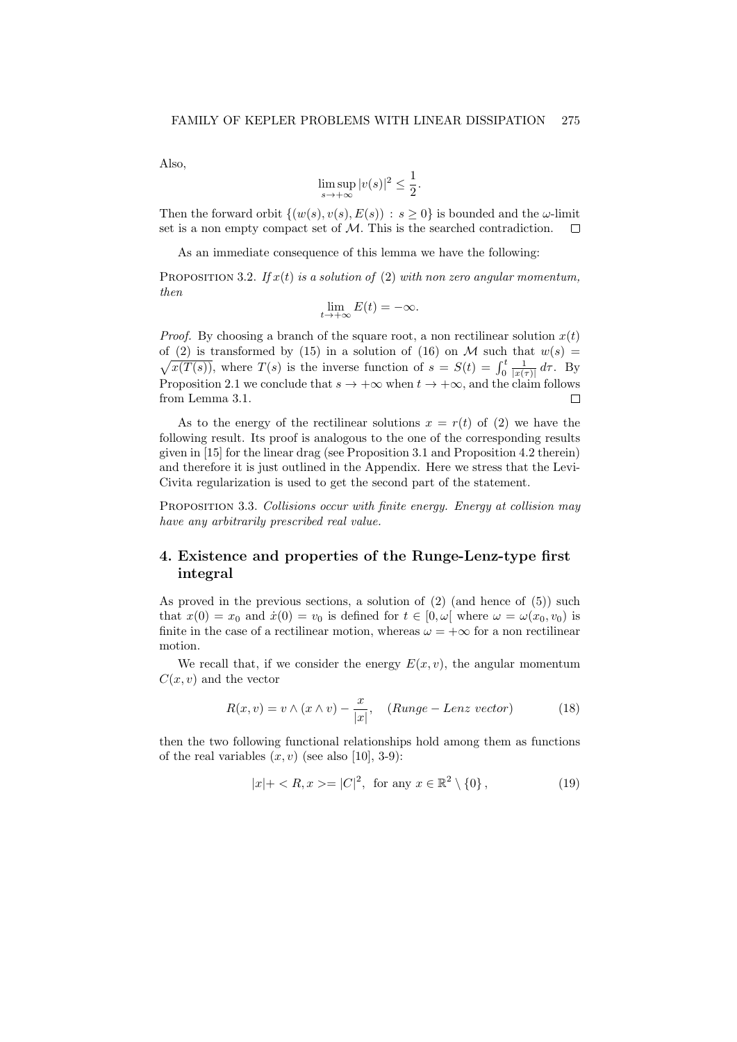Also,

$$\limsup_{s\to+\infty} |v(s)|^2 \leq \frac{1}{2}.$$

Then the forward orbit $\{(w(s), v(s), E(s)) : s \geq 0\}$ is bounded and the $\omega$-limit set is a non empty compact set of $\mathcal{M}$. This is the searched contradiction. $\square$

As an immediate consequence of this lemma we have the following:

PROPOSITION 3.2. *If $x(t)$ is a solution of* (2) *with non zero angular momentum, then*

$$\lim_{t\to+\infty} E(t) = -\infty.$$

*Proof.* By choosing a branch of the square root, a non rectilinear solution $x(t)$ of (2) is transformed by (15) in a solution of (16) on $\mathcal{M}$ such that $w(s) = \sqrt{x(T(s))}$, where $T(s)$ is the inverse function of $s = S(t) = \int_0^t \frac{1}{|x(\tau)|}\, d\tau$. By Proposition 2.1 we conclude that $s \to +\infty$ when $t \to +\infty$, and the claim follows from Lemma 3.1. $\square$

As to the energy of the rectilinear solutions $x = r(t)$ of (2) we have the following result. Its proof is analogous to the one of the corresponding results given in [15] for the linear drag (see Proposition 3.1 and Proposition 4.2 therein) and therefore it is just outlined in the Appendix. Here we stress that the Levi-Civita regularization is used to get the second part of the statement.

PROPOSITION 3.3. *Collisions occur with finite energy. Energy at collision may have any arbitrarily prescribed real value.*

## 4. Existence and properties of the Runge-Lenz-type first integral

As proved in the previous sections, a solution of (2) (and hence of (5)) such that $x(0) = x_0$ and $\dot{x}(0) = v_0$ is defined for $t \in [0, \omega[$ where $\omega = \omega(x_0, v_0)$ is finite in the case of a rectilinear motion, whereas $\omega = +\infty$ for a non rectilinear motion.

We recall that, if we consider the energy $E(x, v)$, the angular momentum $C(x, v)$ and the vector

$$R(x, v) = v \wedge (x \wedge v) - \frac{x}{|x|}, \quad (Runge - Lenz\ vector) \tag{18}$$

then the two following functional relationships hold among them as functions of the real variables $(x, v)$ (see also [10], 3-9):

$$|x| + \langle R, x \rangle = |C|^2, \ \text{ for any } x \in \mathbb{R}^2 \setminus \{0\}, \tag{19}$$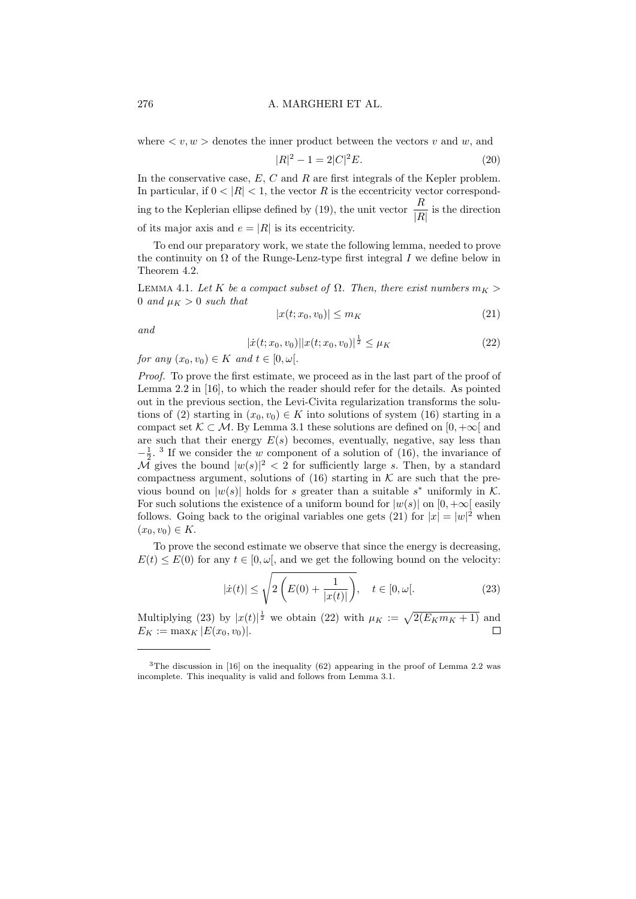where $< v, w >$ denotes the inner product between the vectors $v$ and $w$, and

$$|R|^2 - 1 = 2|C|^2 E. \tag{20}$$

In the conservative case, $E$, $C$ and $R$ are first integrals of the Kepler problem. In particular, if $0 < |R| < 1$, the vector $R$ is the eccentricity vector corresponding to the Keplerian ellipse defined by (19), the unit vector $\dfrac{R}{|R|}$ is the direction of its major axis and $e = |R|$ is its eccentricity.

To end our preparatory work, we state the following lemma, needed to prove the continuity on $\Omega$ of the Runge-Lenz-type first integral $I$ we define below in Theorem 4.2.

Lemma 4.1. *Let $K$ be a compact subset of $\Omega$. Then, there exist numbers $m_K > 0$ and $\mu_K > 0$ such that*

$$|x(t; x_0, v_0)| \leq m_K \tag{21}$$

*and*

$$|\dot{x}(t; x_0, v_0)||x(t; x_0, v_0)|^{\frac{1}{2}} \leq \mu_K \tag{22}$$

*for any $(x_0, v_0) \in K$ and $t \in [0, \omega[$.*

*Proof.* To prove the first estimate, we proceed as in the last part of the proof of Lemma 2.2 in [16], to which the reader should refer for the details. As pointed out in the previous section, the Levi-Civita regularization transforms the solutions of (2) starting in $(x_0, v_0) \in K$ into solutions of system (16) starting in a compact set $\mathcal{K} \subset \mathcal{M}$. By Lemma 3.1 these solutions are defined on $[0, +\infty[$ and are such that their energy $E(s)$ becomes, eventually, negative, say less than $-\frac{1}{2}$. [3] If we consider the $w$ component of a solution of (16), the invariance of $\mathcal{M}$ gives the bound $|w(s)|^2 < 2$ for sufficiently large $s$. Then, by a standard compactness argument, solutions of (16) starting in $\mathcal{K}$ are such that the previous bound on $|w(s)|$ holds for $s$ greater than a suitable $s^*$ uniformly in $\mathcal{K}$. For such solutions the existence of a uniform bound for $|w(s)|$ on $[0, +\infty[$ easily follows. Going back to the original variables one gets (21) for $|x| = |w|^2$ when $(x_0, v_0) \in K$.

To prove the second estimate we observe that since the energy is decreasing, $E(t) \leq E(0)$ for any $t \in [0, \omega[$, and we get the following bound on the velocity:

$$|\dot{x}(t)| \leq \sqrt{2\left(E(0) + \frac{1}{|x(t)|}\right)}, \quad t \in [0, \omega[. \tag{23}$$

Multiplying (23) by $|x(t)|^{\frac{1}{2}}$ we obtain (22) with $\mu_K := \sqrt{2(E_K m_K + 1)}$ and $E_K := \max_K |E(x_0, v_0)|$. $\square$

---

[3] The discussion in [16] on the inequality (62) appearing in the proof of Lemma 2.2 was incomplete. This inequality is valid and follows from Lemma 3.1.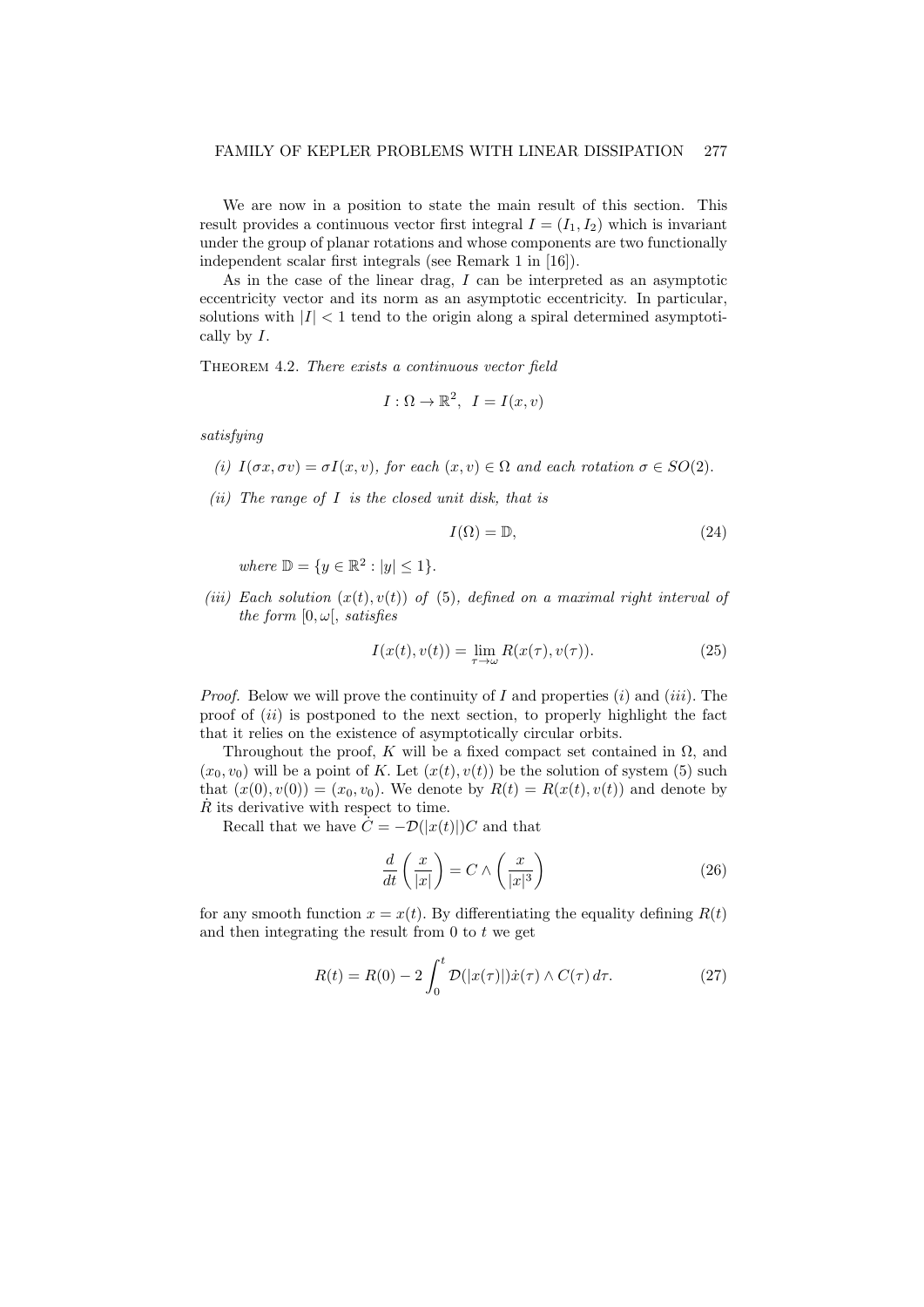We are now in a position to state the main result of this section. This result provides a continuous vector first integral $I = (I_1, I_2)$ which is invariant under the group of planar rotations and whose components are two functionally independent scalar first integrals (see Remark 1 in [16]).

As in the case of the linear drag, $I$ can be interpreted as an asymptotic eccentricity vector and its norm as an asymptotic eccentricity. In particular, solutions with $|I| < 1$ tend to the origin along a spiral determined asymptotically by $I$.

THEOREM 4.2. *There exists a continuous vector field*

$$I : \Omega \to \mathbb{R}^2, \ \ I = I(x, v)$$

*satisfying*

*(i)* $I(\sigma x, \sigma v) = \sigma I(x, v)$, *for each* $(x, v) \in \Omega$ *and each rotation* $\sigma \in SO(2)$.

*(ii) The range of* $I$ *is the closed unit disk, that is*

$$I(\Omega) = \mathbb{D}, \tag{24}$$

*where* $\mathbb{D} = \{y \in \mathbb{R}^2 : |y| \leq 1\}$.

*(iii) Each solution* $(x(t), v(t))$ *of* (5), *defined on a maximal right interval of the form* $[0, \omega[$, *satisfies*

$$I(x(t), v(t)) = \lim_{\tau \to \omega} R(x(\tau), v(\tau)). \tag{25}$$

*Proof.* Below we will prove the continuity of $I$ and properties $(i)$ and $(iii)$. The proof of $(ii)$ is postponed to the next section, to properly highlight the fact that it relies on the existence of asymptotically circular orbits.

Throughout the proof, $K$ will be a fixed compact set contained in $\Omega$, and $(x_0, v_0)$ will be a point of $K$. Let $(x(t), v(t))$ be the solution of system (5) such that $(x(0), v(0)) = (x_0, v_0)$. We denote by $R(t) = R(x(t), v(t))$ and denote by $\dot{R}$ its derivative with respect to time.

Recall that we have $\dot{C} = -\mathcal{D}(|x(t)|)C$ and that

$$\frac{d}{dt}\left(\frac{x}{|x|}\right) = C \wedge \left(\frac{x}{|x|^3}\right) \tag{26}$$

for any smooth function $x = x(t)$. By differentiating the equality defining $R(t)$ and then integrating the result from 0 to $t$ we get

$$R(t) = R(0) - 2\int_0^t \mathcal{D}(|x(\tau)|)\dot{x}(\tau) \wedge C(\tau)\, d\tau. \tag{27}$$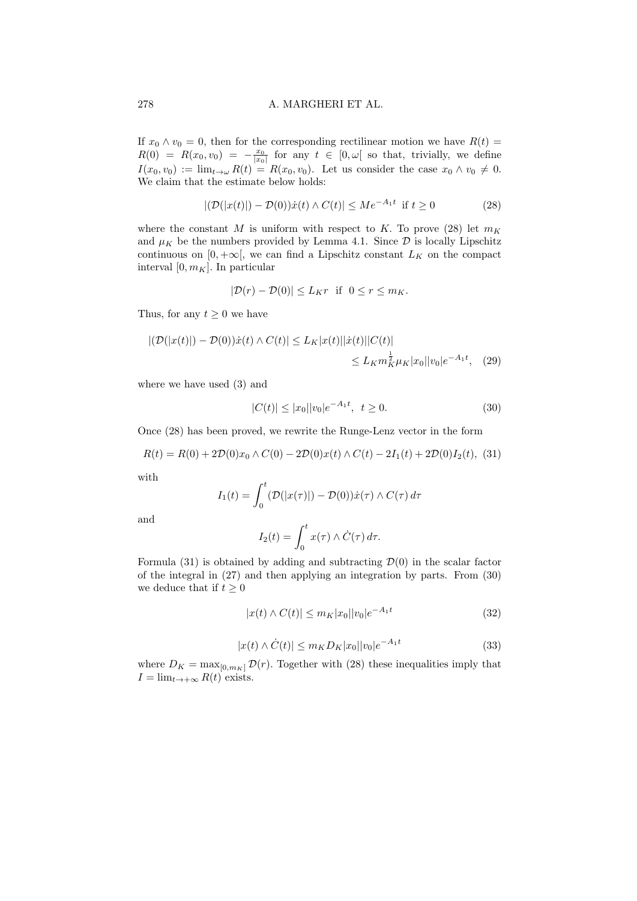If $x_0 \wedge v_0 = 0$, then for the corresponding rectilinear motion we have $R(t) = R(0) = R(x_0, v_0) = -\frac{x_0}{|x_0|}$ for any $t \in [0, \omega[$ so that, trivially, we define $I(x_0, v_0) := \lim_{t\to\omega} R(t) = R(x_0, v_0)$. Let us consider the case $x_0 \wedge v_0 \neq 0$. We claim that the estimate below holds:

$$|(\mathcal{D}(|x(t)|) - \mathcal{D}(0))\dot{x}(t) \wedge C(t)| \leq Me^{-A_1 t} \text{ if } t \geq 0 \tag{28}$$

where the constant $M$ is uniform with respect to $K$. To prove (28) let $m_K$ and $\mu_K$ be the numbers provided by Lemma 4.1. Since $\mathcal{D}$ is locally Lipschitz continuous on $[0, +\infty[$, we can find a Lipschitz constant $L_K$ on the compact interval $[0, m_K]$. In particular

$$|\mathcal{D}(r) - \mathcal{D}(0)| \leq L_K r \text{ if } 0 \leq r \leq m_K.$$

Thus, for any $t \geq 0$ we have

$$\begin{aligned}|(\mathcal{D}(|x(t)|) - \mathcal{D}(0))\dot{x}(t) \wedge C(t)| &\leq L_K|x(t)||\dot{x}(t)||C(t)| \\ &\leq L_K m_K^{\frac{1}{2}} \mu_K |x_0||v_0|e^{-A_1 t}, \end{aligned} \tag{29}$$

where we have used (3) and

$$|C(t)| \leq |x_0||v_0|e^{-A_1 t}, \ \ t \geq 0. \tag{30}$$

Once (28) has been proved, we rewrite the Runge-Lenz vector in the form

$$R(t) = R(0) + 2\mathcal{D}(0)x_0 \wedge C(0) - 2\mathcal{D}(0)x(t) \wedge C(t) - 2I_1(t) + 2\mathcal{D}(0)I_2(t), \tag{31}$$

with

$$I_1(t) = \int_0^t (\mathcal{D}(|x(\tau)|) - \mathcal{D}(0))\dot{x}(\tau) \wedge C(\tau)\, d\tau$$

and

$$I_2(t) = \int_0^t x(\tau) \wedge \dot{C}(\tau)\, d\tau.$$

Formula (31) is obtained by adding and subtracting $\mathcal{D}(0)$ in the scalar factor of the integral in (27) and then applying an integration by parts. From (30) we deduce that if $t \geq 0$

$$|x(t) \wedge C(t)| \leq m_K|x_0||v_0|e^{-A_1 t} \tag{32}$$

$$|x(t) \wedge \dot{C}(t)| \leq m_K D_K|x_0||v_0|e^{-A_1 t} \tag{33}$$

where $D_K = \max_{[0,m_K]} \mathcal{D}(r)$. Together with (28) these inequalities imply that $I = \lim_{t\to+\infty} R(t)$ exists.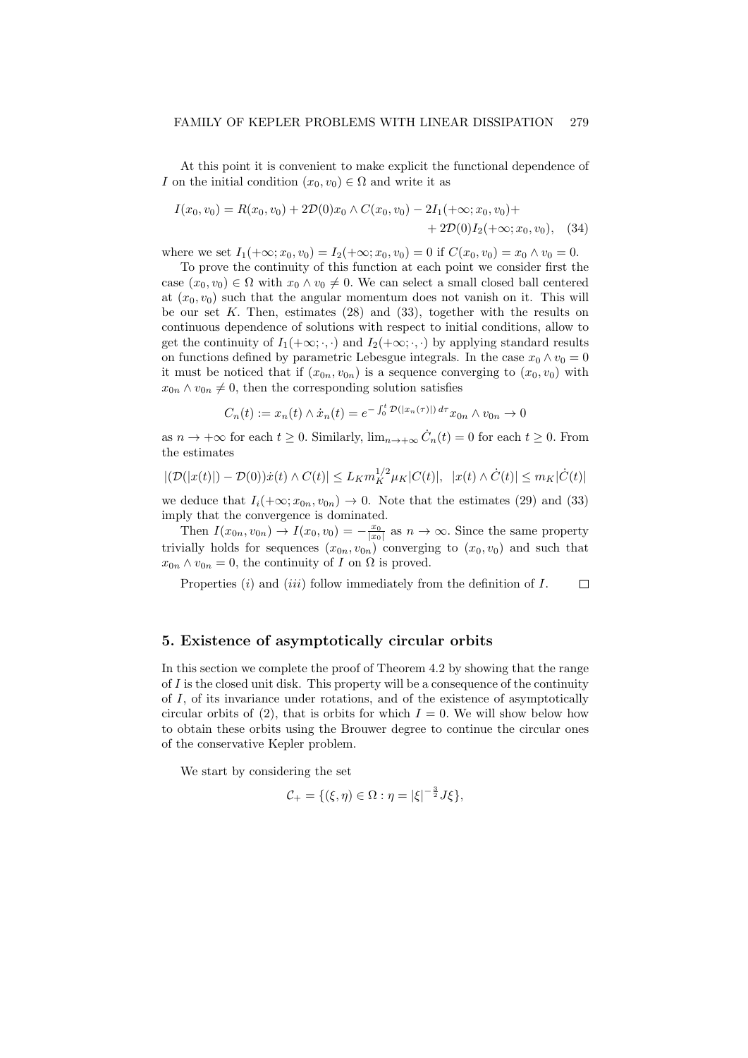At this point it is convenient to make explicit the functional dependence of $I$ on the initial condition $(x_0, v_0) \in \Omega$ and write it as

$$I(x_0, v_0) = R(x_0, v_0) + 2\mathcal{D}(0) x_0 \wedge C(x_0, v_0) - 2I_1(+\infty; x_0, v_0) + \\ + 2\mathcal{D}(0) I_2(+\infty; x_0, v_0), \quad (34)$$

where we set $I_1(+\infty; x_0, v_0) = I_2(+\infty; x_0, v_0) = 0$ if $C(x_0, v_0) = x_0 \wedge v_0 = 0$.

To prove the continuity of this function at each point we consider first the case $(x_0, v_0) \in \Omega$ with $x_0 \wedge v_0 \neq 0$. We can select a small closed ball centered at $(x_0, v_0)$ such that the angular momentum does not vanish on it. This will be our set $K$. Then, estimates (28) and (33), together with the results on continuous dependence of solutions with respect to initial conditions, allow to get the continuity of $I_1(+\infty; \cdot, \cdot)$ and $I_2(+\infty; \cdot, \cdot)$ by applying standard results on functions defined by parametric Lebesgue integrals. In the case $x_0 \wedge v_0 = 0$ it must be noticed that if $(x_{0n}, v_{0n})$ is a sequence converging to $(x_0, v_0)$ with $x_{0n} \wedge v_{0n} \neq 0$, then the corresponding solution satisfies

$$C_n(t) := x_n(t) \wedge \dot{x}_n(t) = e^{-\int_0^t \mathcal{D}(|x_n(\tau)|)\, d\tau} x_{0n} \wedge v_{0n} \to 0$$

as $n \to +\infty$ for each $t \geq 0$. Similarly, $\lim_{n \to +\infty} \dot{C}_n(t) = 0$ for each $t \geq 0$. From the estimates

$$|(\mathcal{D}(|x(t)|) - \mathcal{D}(0))\dot{x}(t) \wedge C(t)| \leq L_K m_K^{1/2} \mu_K |C(t)|, \quad |x(t) \wedge \dot{C}(t)| \leq m_K |\dot{C}(t)|$$

we deduce that $I_i(+\infty; x_{0n}, v_{0n}) \to 0$. Note that the estimates (29) and (33) imply that the convergence is dominated.

Then $I(x_{0n}, v_{0n}) \to I(x_0, v_0) = -\frac{x_0}{|x_0|}$ as $n \to \infty$. Since the same property trivially holds for sequences $(x_{0n}, v_{0n})$ converging to $(x_0, v_0)$ and such that $x_{0n} \wedge v_{0n} = 0$, the continuity of $I$ on $\Omega$ is proved.

Properties $(i)$ and $(iii)$ follow immediately from the definition of $I$. $\square$

## 5. Existence of asymptotically circular orbits

In this section we complete the proof of Theorem 4.2 by showing that the range of $I$ is the closed unit disk. This property will be a consequence of the continuity of $I$, of its invariance under rotations, and of the existence of asymptotically circular orbits of (2), that is orbits for which $I = 0$. We will show below how to obtain these orbits using the Brouwer degree to continue the circular ones of the conservative Kepler problem.

We start by considering the set

$$\mathcal{C}_+ = \{(\xi, \eta) \in \Omega : \eta = |\xi|^{-\frac{3}{2}} J\xi\},$$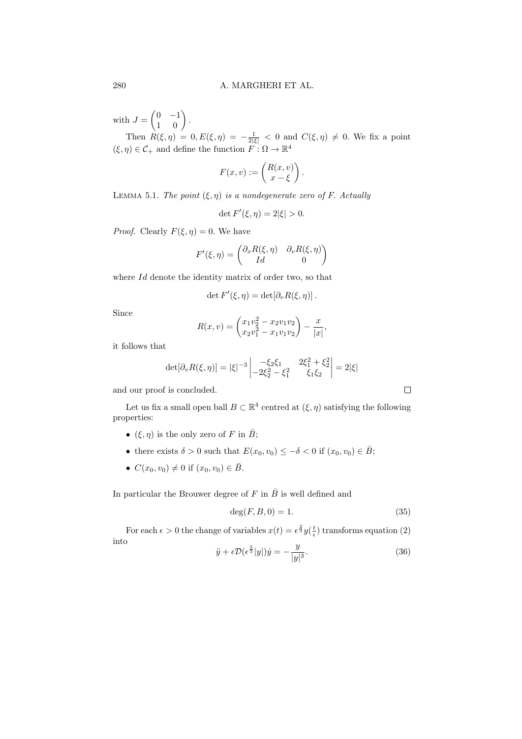with $J = \begin{pmatrix} 0 & -1 \\ 1 & 0 \end{pmatrix}$.

Then $R(\xi, \eta) = 0, E(\xi, \eta) = -\frac{1}{2|\xi|} < 0$ and $C(\xi, \eta) \neq 0$. We fix a point $(\xi, \eta) \in \mathcal{C}_+$ and define the function $F : \Omega \to \mathbb{R}^4$

$$F(x, v) := \begin{pmatrix} R(x, v) \\ x - \xi \end{pmatrix}.$$

LEMMA 5.1. *The point $(\xi, \eta)$ is a nondegenerate zero of $F$. Actually*

$$\det F'(\xi, \eta) = 2|\xi| > 0.$$

*Proof.* Clearly $F(\xi, \eta) = 0$. We have

$$F'(\xi, \eta) = \begin{pmatrix} \partial_x R(\xi, \eta) & \partial_v R(\xi, \eta) \\ Id & 0 \end{pmatrix}$$

where $Id$ denote the identity matrix of order two, so that

$$\det F'(\xi, \eta) = \det[\partial_v R(\xi, \eta)].$$

Since

$$R(x, v) = \begin{pmatrix} x_1 v_2^2 - x_2 v_1 v_2 \\ x_2 v_1^2 - x_1 v_1 v_2 \end{pmatrix} - \frac{x}{|x|},$$

it follows that

$$\det[\partial_v R(\xi, \eta)] = |\xi|^{-3} \begin{vmatrix} -\xi_2 \xi_1 & 2\xi_1^2 + \xi_2^2 \\ -2\xi_2^2 - \xi_1^2 & \xi_1 \xi_2 \end{vmatrix} = 2|\xi|$$

and our proof is concluded. □

Let us fix a small open ball $B \subset \mathbb{R}^4$ centred at $(\xi, \eta)$ satisfying the following properties:

- $(\xi, \eta)$ is the only zero of $F$ in $\bar{B}$;
- there exists $\delta > 0$ such that $E(x_0, v_0) \leq -\delta < 0$ if $(x_0, v_0) \in \bar{B}$;
- $C(x_0, v_0) \neq 0$ if $(x_0, v_0) \in \bar{B}$.

In particular the Brouwer degree of $F$ in $\bar{B}$ is well defined and

$$\deg(F, B, 0) = 1. \tag{35}$$

For each $\epsilon > 0$ the change of variables $x(t) = \epsilon^{\frac{2}{3}} y(\frac{t}{\epsilon})$ transforms equation (2) into

$$\ddot{y} + \epsilon \mathcal{D}(\epsilon^{\frac{2}{3}} |y|) \dot{y} = -\frac{y}{|y|^3}. \tag{36}$$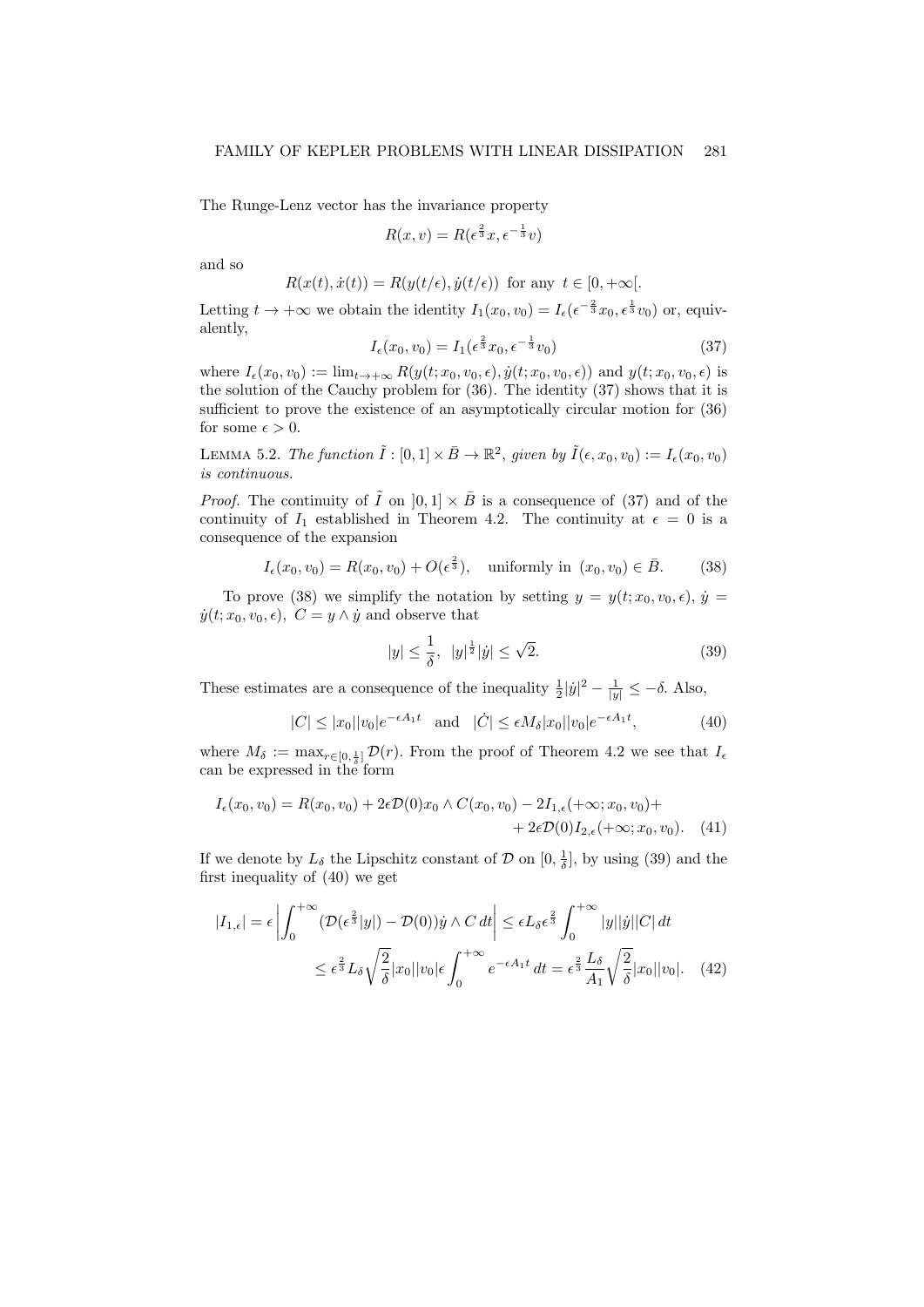The Runge-Lenz vector has the invariance property

$$R(x,v) = R(\epsilon^{\frac{2}{3}}x, \epsilon^{-\frac{1}{3}}v)$$

and so

$$R(x(t), \dot{x}(t)) = R(y(t/\epsilon), \dot{y}(t/\epsilon)) \text{ for any } t \in [0, +\infty[.$$

Letting $t \to +\infty$ we obtain the identity $I_1(x_0, v_0) = I_\epsilon(\epsilon^{-\frac{2}{3}}x_0, \epsilon^{\frac{1}{3}}v_0)$ or, equivalently,

$$I_\epsilon(x_0, v_0) = I_1(\epsilon^{\frac{2}{3}}x_0, \epsilon^{-\frac{1}{3}}v_0) \tag{37}$$

where $I_\epsilon(x_0, v_0) := \lim_{t\to+\infty} R(y(t; x_0, v_0, \epsilon), \dot{y}(t; x_0, v_0, \epsilon))$ and $y(t; x_0, v_0, \epsilon)$ is the solution of the Cauchy problem for (36). The identity (37) shows that it is sufficient to prove the existence of an asymptotically circular motion for (36) for some $\epsilon > 0$.

LEMMA 5.2. *The function $\tilde{I} : [0,1] \times \bar{B} \to \mathbb{R}^2$, given by $\tilde{I}(\epsilon, x_0, v_0) := I_\epsilon(x_0, v_0)$ is continuous.*

*Proof.* The continuity of $\tilde{I}$ on $]0,1] \times \bar{B}$ is a consequence of (37) and of the continuity of $I_1$ established in Theorem 4.2. The continuity at $\epsilon = 0$ is a consequence of the expansion

$$I_\epsilon(x_0, v_0) = R(x_0, v_0) + O(\epsilon^{\frac{2}{3}}), \quad \text{uniformly in } (x_0, v_0) \in \bar{B}. \tag{38}$$

To prove (38) we simplify the notation by setting $y = y(t; x_0, v_0, \epsilon)$, $\dot{y} = \dot{y}(t; x_0, v_0, \epsilon)$, $C = y \wedge \dot{y}$ and observe that

$$|y| \leq \frac{1}{\delta}, \quad |y|^{\frac{1}{2}}|\dot{y}| \leq \sqrt{2}. \tag{39}$$

These estimates are a consequence of the inequality $\frac{1}{2}|\dot{y}|^2 - \frac{1}{|y|} \leq -\delta$. Also,

$$|C| \leq |x_0||v_0|e^{-\epsilon A_1 t} \quad \text{and} \quad |\dot{C}| \leq \epsilon M_\delta |x_0||v_0|e^{-\epsilon A_1 t}, \tag{40}$$

where $M_\delta := \max_{r\in[0,\frac{1}{\delta}]} \mathcal{D}(r)$. From the proof of Theorem 4.2 we see that $I_\epsilon$ can be expressed in the form

$$I_\epsilon(x_0, v_0) = R(x_0, v_0) + 2\epsilon\mathcal{D}(0)x_0 \wedge C(x_0, v_0) - 2I_{1,\epsilon}(+\infty; x_0, v_0) + \\ + 2\epsilon\mathcal{D}(0)I_{2,\epsilon}(+\infty; x_0, v_0). \tag{41}$$

If we denote by $L_\delta$ the Lipschitz constant of $\mathcal{D}$ on $[0, \frac{1}{\delta}]$, by using (39) and the first inequality of (40) we get

$$|I_{1,\epsilon}| = \epsilon \left| \int_0^{+\infty} (\mathcal{D}(\epsilon^{\frac{2}{3}}|y|) - \mathcal{D}(0))\dot{y} \wedge C \, dt \right| \leq \epsilon L_\delta \epsilon^{\frac{2}{3}} \int_0^{+\infty} |y||\dot{y}||C| \, dt \\ \leq \epsilon^{\frac{2}{3}} L_\delta \sqrt{\frac{2}{\delta}} |x_0||v_0| \epsilon \int_0^{+\infty} e^{-\epsilon A_1 t} \, dt = \epsilon^{\frac{2}{3}} \frac{L_\delta}{A_1} \sqrt{\frac{2}{\delta}} |x_0||v_0|. \tag{42}$$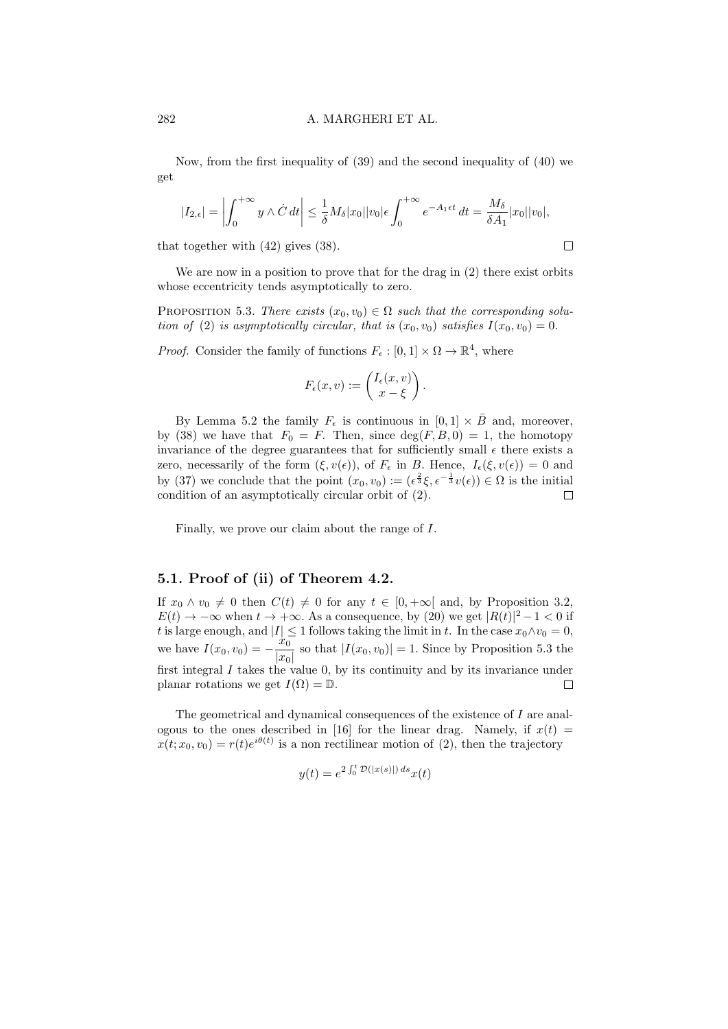Now, from the first inequality of (39) and the second inequality of (40) we get

$$|I_{2,\epsilon}| = \left| \int_0^{+\infty} y \wedge \dot{C}\, dt \right| \leq \frac{1}{\delta} M_\delta |x_0||v_0| \epsilon \int_0^{+\infty} e^{-A_1 \epsilon t}\, dt = \frac{M_\delta}{\delta A_1} |x_0||v_0|,$$

that together with (42) gives (38). $\square$

We are now in a position to prove that for the drag in (2) there exist orbits whose eccentricity tends asymptotically to zero.

Proposition 5.3. *There exists $(x_0, v_0) \in \Omega$ such that the corresponding solution of (2) is asymptotically circular, that is $(x_0, v_0)$ satisfies $I(x_0, v_0) = 0$.*

*Proof.* Consider the family of functions $F_\epsilon : [0,1] \times \Omega \to \mathbb{R}^4$, where

$$F_\epsilon(x, v) := \begin{pmatrix} I_\epsilon(x, v) \\ x - \xi \end{pmatrix}.$$

By Lemma 5.2 the family $F_\epsilon$ is continuous in $[0,1] \times \bar{B}$ and, moreover, by (38) we have that $F_0 = F$. Then, since $\deg(F, B, 0) = 1$, the homotopy invariance of the degree guarantees that for sufficiently small $\epsilon$ there exists a zero, necessarily of the form $(\xi, v(\epsilon))$, of $F_\epsilon$ in $B$. Hence, $I_\epsilon(\xi, v(\epsilon)) = 0$ and by (37) we conclude that the point $(x_0, v_0) := (\epsilon^{\frac{2}{3}}\xi, \epsilon^{-\frac{1}{3}} v(\epsilon)) \in \Omega$ is the initial condition of an asymptotically circular orbit of (2). $\square$

Finally, we prove our claim about the range of $I$.

## 5.1. Proof of (ii) of Theorem 4.2.

If $x_0 \wedge v_0 \neq 0$ then $C(t) \neq 0$ for any $t \in [0, +\infty[$ and, by Proposition 3.2, $E(t) \to -\infty$ when $t \to +\infty$. As a consequence, by (20) we get $|R(t)|^2 - 1 < 0$ if $t$ is large enough, and $|I| \leq 1$ follows taking the limit in $t$. In the case $x_0 \wedge v_0 = 0$, we have $I(x_0, v_0) = -\dfrac{x_0}{|x_0|}$ so that $|I(x_0, v_0)| = 1$. Since by Proposition 5.3 the first integral $I$ takes the value 0, by its continuity and by its invariance under planar rotations we get $I(\Omega) = \mathbb{D}$. $\square$

The geometrical and dynamical consequences of the existence of $I$ are analogous to the ones described in [16] for the linear drag. Namely, if $x(t) = x(t; x_0, v_0) = r(t)e^{i\theta(t)}$ is a non rectilinear motion of (2), then the trajectory

$$y(t) = e^{2\int_0^t \mathcal{D}(|x(s)|)\, ds} x(t)$$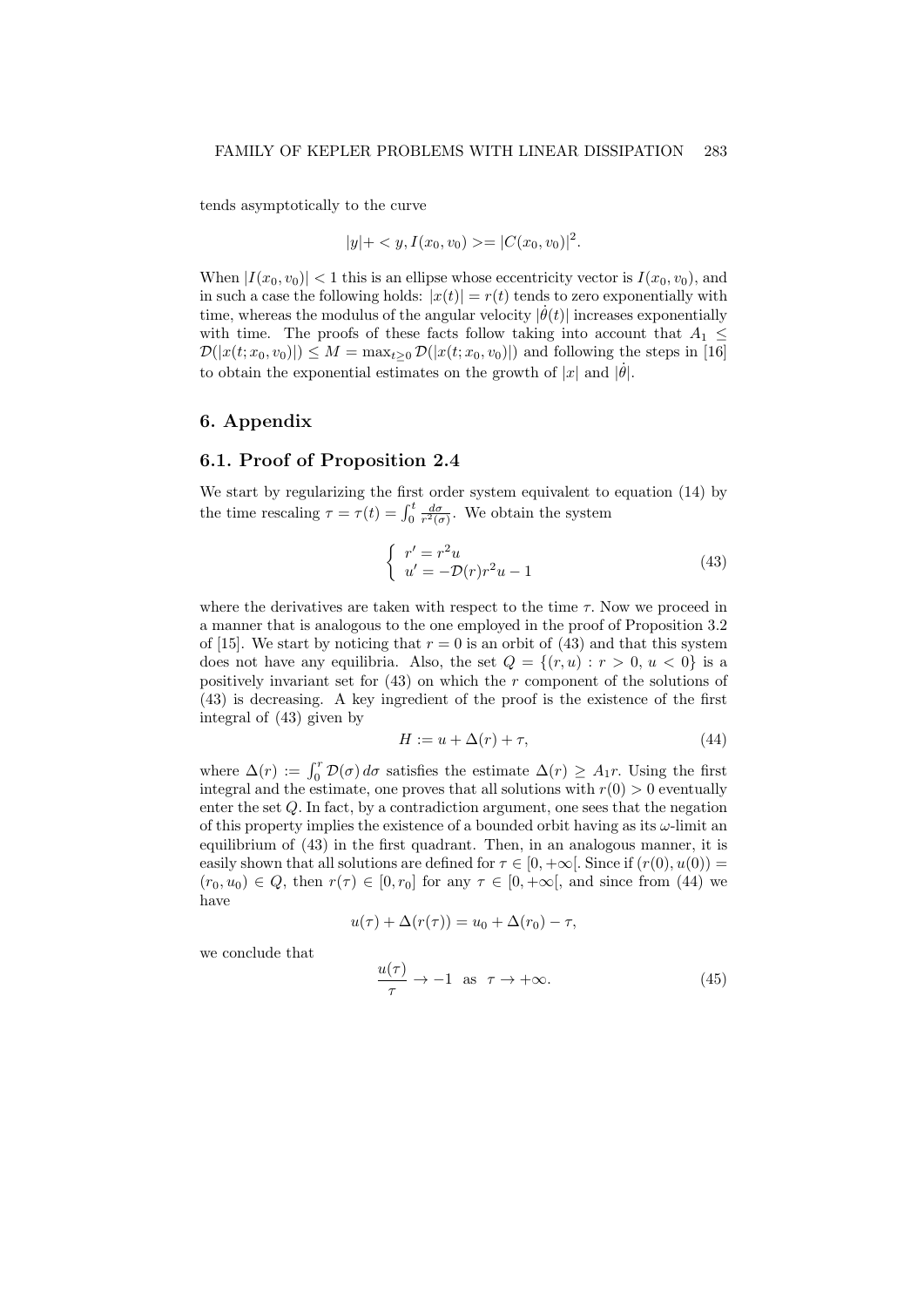tends asymptotically to the curve

$$|y| + < y, I(x_0, v_0) >= |C(x_0, v_0)|^2.$$

When $|I(x_0, v_0)| < 1$ this is an ellipse whose eccentricity vector is $I(x_0, v_0)$, and in such a case the following holds: $|x(t)| = r(t)$ tends to zero exponentially with time, whereas the modulus of the angular velocity $|\dot{\theta}(t)|$ increases exponentially with time. The proofs of these facts follow taking into account that $A_1 \leq \mathcal{D}(|x(t; x_0, v_0)|) \leq M = \max_{t \geq 0} \mathcal{D}(|x(t; x_0, v_0)|)$ and following the steps in [16] to obtain the exponential estimates on the growth of $|x|$ and $|\dot{\theta}|$.

## 6. Appendix

### 6.1. Proof of Proposition 2.4

We start by regularizing the first order system equivalent to equation (14) by the time rescaling $\tau = \tau(t) = \int_0^t \frac{d\sigma}{r^2(\sigma)}$. We obtain the system

$$\begin{cases} r' = r^2 u \\ u' = -\mathcal{D}(r) r^2 u - 1 \end{cases} \tag{43}$$

where the derivatives are taken with respect to the time $\tau$. Now we proceed in a manner that is analogous to the one employed in the proof of Proposition 3.2 of [15]. We start by noticing that $r = 0$ is an orbit of (43) and that this system does not have any equilibria. Also, the set $Q = \{(r, u) : r > 0,\ u < 0\}$ is a positively invariant set for (43) on which the $r$ component of the solutions of (43) is decreasing. A key ingredient of the proof is the existence of the first integral of (43) given by

$$H := u + \Delta(r) + \tau, \tag{44}$$

where $\Delta(r) := \int_0^r \mathcal{D}(\sigma)\, d\sigma$ satisfies the estimate $\Delta(r) \geq A_1 r$. Using the first integral and the estimate, one proves that all solutions with $r(0) > 0$ eventually enter the set $Q$. In fact, by a contradiction argument, one sees that the negation of this property implies the existence of a bounded orbit having as its $\omega$-limit an equilibrium of (43) in the first quadrant. Then, in an analogous manner, it is easily shown that all solutions are defined for $\tau \in [0, +\infty[$. Since if $(r(0), u(0)) = (r_0, u_0) \in Q$, then $r(\tau) \in [0, r_0]$ for any $\tau \in [0, +\infty[$, and since from (44) we have

$$u(\tau) + \Delta(r(\tau)) = u_0 + \Delta(r_0) - \tau,$$

we conclude that

$$\frac{u(\tau)}{\tau} \to -1 \quad \text{as} \quad \tau \to +\infty. \tag{45}$$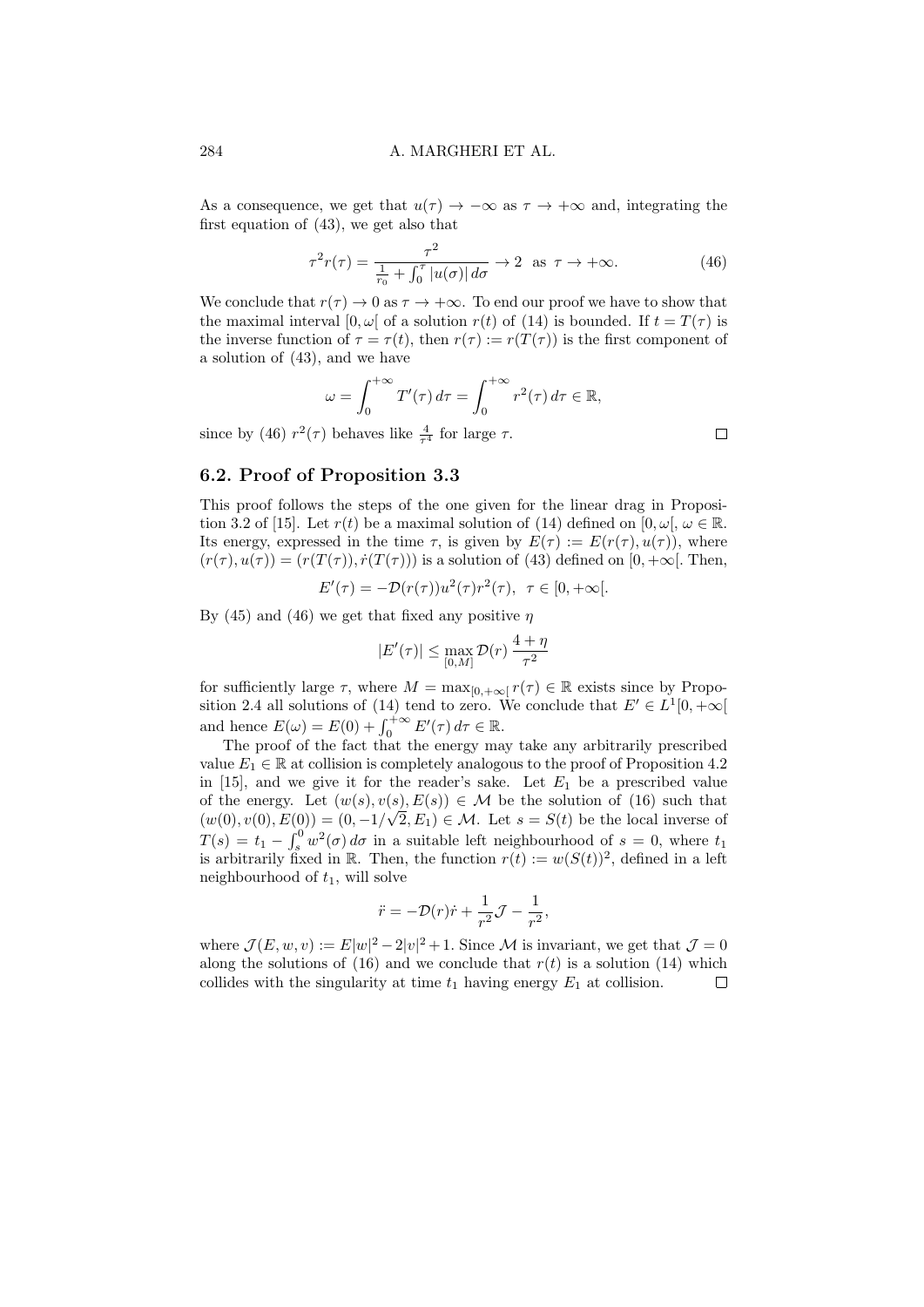As a consequence, we get that $u(\tau) \to -\infty$ as $\tau \to +\infty$ and, integrating the first equation of (43), we get also that

$$\tau^2 r(\tau) = \frac{\tau^2}{\frac{1}{r_0} + \int_0^\tau |u(\sigma)|\, d\sigma} \to 2 \quad \text{as } \tau \to +\infty. \tag{46}$$

We conclude that $r(\tau) \to 0$ as $\tau \to +\infty$. To end our proof we have to show that the maximal interval $[0, \omega[$ of a solution $r(t)$ of (14) is bounded. If $t = T(\tau)$ is the inverse function of $\tau = \tau(t)$, then $r(\tau) := r(T(\tau))$ is the first component of a solution of (43), and we have

$$\omega = \int_0^{+\infty} T'(\tau)\, d\tau = \int_0^{+\infty} r^2(\tau)\, d\tau \in \mathbb{R},$$

since by (46) $r^2(\tau)$ behaves like $\frac{4}{\tau^4}$ for large $\tau$. $\square$

## 6.2. Proof of Proposition 3.3

This proof follows the steps of the one given for the linear drag in Proposition 3.2 of [15]. Let $r(t)$ be a maximal solution of (14) defined on $[0, \omega[$, $\omega \in \mathbb{R}$. Its energy, expressed in the time $\tau$, is given by $E(\tau) := E(r(\tau), u(\tau))$, where $(r(\tau), u(\tau)) = (r(T(\tau)), \dot{r}(T(\tau)))$ is a solution of (43) defined on $[0, +\infty[$. Then,

$$E'(\tau) = -\mathcal{D}(r(\tau)) u^2(\tau) r^2(\tau), \quad \tau \in [0, +\infty[.$$

By (45) and (46) we get that fixed any positive $\eta$

$$|E'(\tau)| \le \max_{[0,M]} \mathcal{D}(r)\, \frac{4+\eta}{\tau^2}$$

for sufficiently large $\tau$, where $M = \max_{[0,+\infty[} r(\tau) \in \mathbb{R}$ exists since by Proposition 2.4 all solutions of (14) tend to zero. We conclude that $E' \in L^1[0, +\infty[$ and hence $E(\omega) = E(0) + \int_0^{+\infty} E'(\tau)\, d\tau \in \mathbb{R}$.

The proof of the fact that the energy may take any arbitrarily prescribed value $E_1 \in \mathbb{R}$ at collision is completely analogous to the proof of Proposition 4.2 in [15], and we give it for the reader's sake. Let $E_1$ be a prescribed value of the energy. Let $(w(s), v(s), E(s)) \in \mathcal{M}$ be the solution of (16) such that $(w(0), v(0), E(0)) = (0, -1/\sqrt{2}, E_1) \in \mathcal{M}$. Let $s = S(t)$ be the local inverse of $T(s) = t_1 - \int_s^0 w^2(\sigma)\, d\sigma$ in a suitable left neighbourhood of $s = 0$, where $t_1$ is arbitrarily fixed in $\mathbb{R}$. Then, the function $r(t) := w(S(t))^2$, defined in a left neighbourhood of $t_1$, will solve

$$\ddot{r} = -\mathcal{D}(r)\dot{r} + \frac{1}{r^2}\mathcal{J} - \frac{1}{r^2},$$

where $\mathcal{J}(E, w, v) := E|w|^2 - 2|v|^2 + 1$. Since $\mathcal{M}$ is invariant, we get that $\mathcal{J} = 0$ along the solutions of (16) and we conclude that $r(t)$ is a solution (14) which collides with the singularity at time $t_1$ having energy $E_1$ at collision. $\square$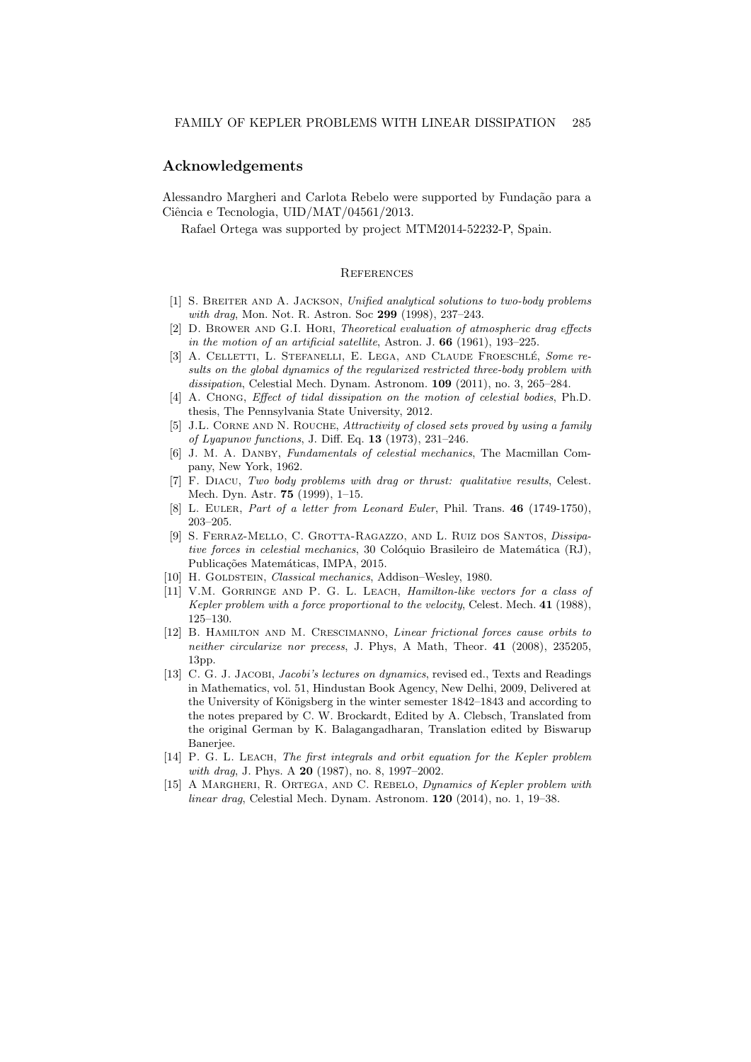## Acknowledgements

Alessandro Margheri and Carlota Rebelo were supported by Fundação para a Ciência e Tecnologia, UID/MAT/04561/2013.

Rafael Ortega was supported by project MTM2014-52232-P, Spain.

### References

[1] S. Breiter and A. Jackson, *Unified analytical solutions to two-body problems with drag*, Mon. Not. R. Astron. Soc **299** (1998), 237–243.

[2] D. Brower and G.I. Hori, *Theoretical evaluation of atmospheric drag effects in the motion of an artificial satellite*, Astron. J. **66** (1961), 193–225.

[3] A. Celletti, L. Stefanelli, E. Lega, and Claude Froeschlé, *Some results on the global dynamics of the regularized restricted three-body problem with dissipation*, Celestial Mech. Dynam. Astronom. **109** (2011), no. 3, 265–284.

[4] A. Chong, *Effect of tidal dissipation on the motion of celestial bodies*, Ph.D. thesis, The Pennsylvania State University, 2012.

[5] J.L. Corne and N. Rouche, *Attractivity of closed sets proved by using a family of Lyapunov functions*, J. Diff. Eq. **13** (1973), 231–246.

[6] J. M. A. Danby, *Fundamentals of celestial mechanics*, The Macmillan Company, New York, 1962.

[7] F. Diacu, *Two body problems with drag or thrust: qualitative results*, Celest. Mech. Dyn. Astr. **75** (1999), 1–15.

[8] L. Euler, *Part of a letter from Leonard Euler*, Phil. Trans. **46** (1749-1750), 203–205.

[9] S. Ferraz-Mello, C. Grotta-Ragazzo, and L. Ruiz dos Santos, *Dissipative forces in celestial mechanics*, 30 Colóquio Brasileiro de Matemática (RJ), Publicações Matemáticas, IMPA, 2015.

[10] H. Goldstein, *Classical mechanics*, Addison–Wesley, 1980.

[11] V.M. Gorringe and P. G. L. Leach, *Hamilton-like vectors for a class of Kepler problem with a force proportional to the velocity*, Celest. Mech. **41** (1988), 125–130.

[12] B. Hamilton and M. Crescimanno, *Linear frictional forces cause orbits to neither circularize nor precess*, J. Phys, A Math, Theor. **41** (2008), 235205, 13pp.

[13] C. G. J. Jacobi, *Jacobi's lectures on dynamics*, revised ed., Texts and Readings in Mathematics, vol. 51, Hindustan Book Agency, New Delhi, 2009, Delivered at the University of Königsberg in the winter semester 1842–1843 and according to the notes prepared by C. W. Brockardt, Edited by A. Clebsch, Translated from the original German by K. Balagangadharan, Translation edited by Biswarup Banerjee.

[14] P. G. L. Leach, *The first integrals and orbit equation for the Kepler problem with drag*, J. Phys. A **20** (1987), no. 8, 1997–2002.

[15] A Margheri, R. Ortega, and C. Rebelo, *Dynamics of Kepler problem with linear drag*, Celestial Mech. Dynam. Astronom. **120** (2014), no. 1, 19–38.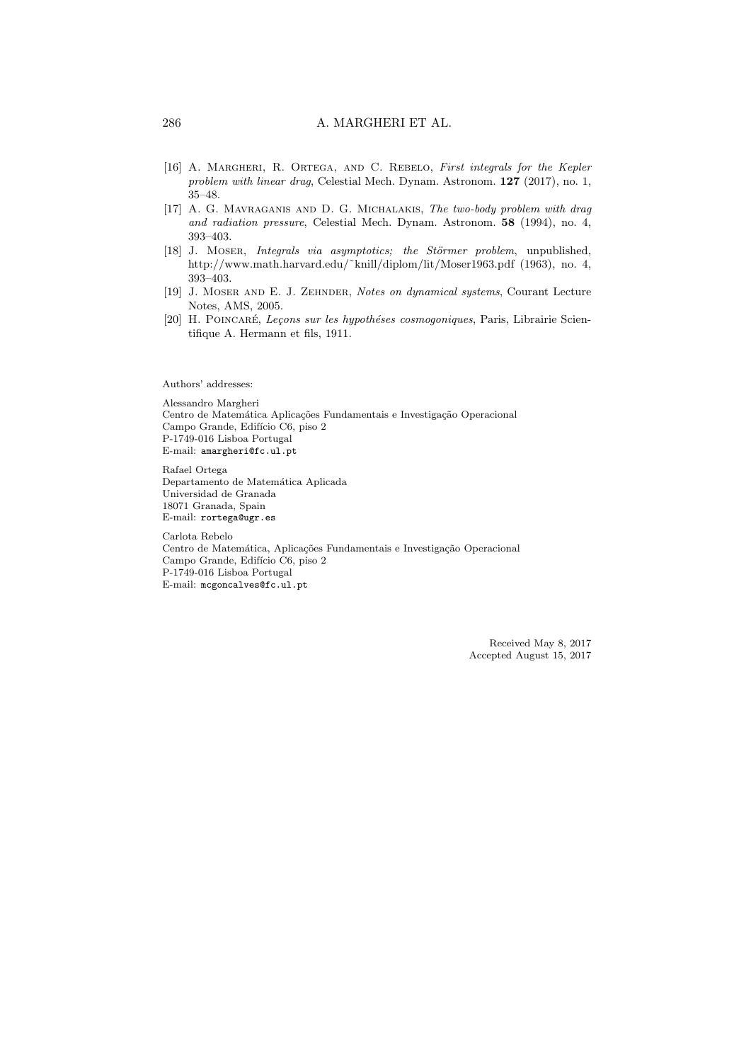[16] A. Margheri, R. Ortega, and C. Rebelo, *First integrals for the Kepler problem with linear drag*, Celestial Mech. Dynam. Astronom. **127** (2017), no. 1, 35–48.

[17] A. G. Mavraganis and D. G. Michalakis, *The two-body problem with drag and radiation pressure*, Celestial Mech. Dynam. Astronom. **58** (1994), no. 4, 393–403.

[18] J. Moser, *Integrals via asymptotics; the Störmer problem*, unpublished, http://www.math.harvard.edu/~knill/diplom/lit/Moser1963.pdf (1963), no. 4, 393–403.

[19] J. Moser and E. J. Zehnder, *Notes on dynamical systems*, Courant Lecture Notes, AMS, 2005.

[20] H. Poincaré, *Leçons sur les hypothéses cosmogoniques*, Paris, Librairie Scientifique A. Hermann et fils, 1911.

Authors' addresses:

Alessandro Margheri
Centro de Matemática Aplicações Fundamentais e Investigação Operacional
Campo Grande, Edifício C6, piso 2
P-1749-016 Lisboa Portugal
E-mail: amargheri@fc.ul.pt

Rafael Ortega
Departamento de Matemática Aplicada
Universidad de Granada
18071 Granada, Spain
E-mail: rortega@ugr.es

Carlota Rebelo
Centro de Matemática, Aplicações Fundamentais e Investigação Operacional
Campo Grande, Edifício C6, piso 2
P-1749-016 Lisboa Portugal
E-mail: mcgoncalves@fc.ul.pt

Received May 8, 2017
Accepted August 15, 2017